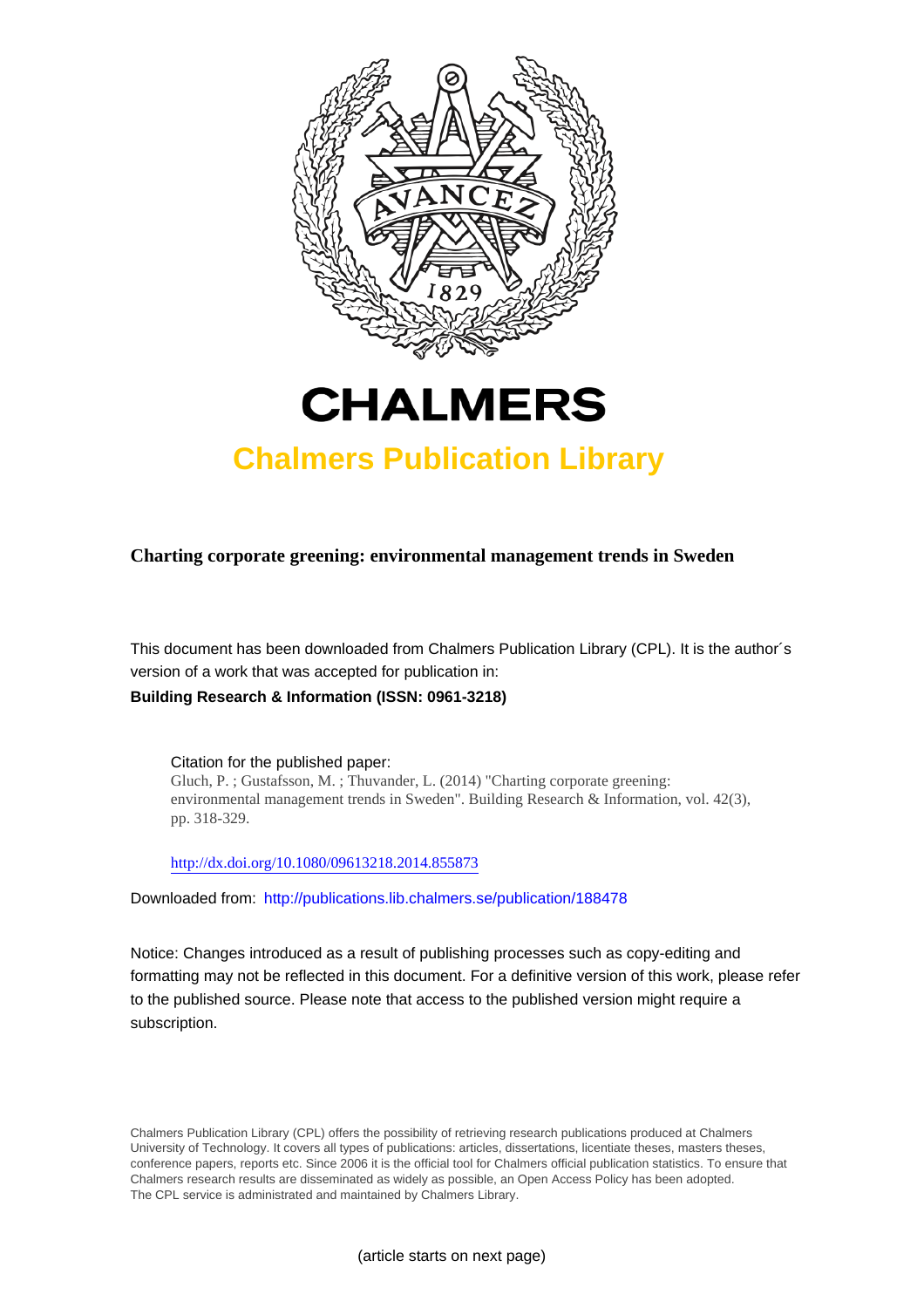# CHALMERS

## Chalmers Publication Library

**Charting corporate greening: environmental management trends in Sweden**

This document has been downloaded from Chalmers Publication Library (CPL). It is the author´s version of a work that was accepted for publication in:

**Building Research & Information (ISSN: 0961-3218)**

Citation for the published paper:
Gluch, P. ; Gustafsson, M. ; Thuvander, L. (2014) "Charting corporate greening: environmental management trends in Sweden". Building Research & Information, vol. 42(3), pp. 318-329.

http://dx.doi.org/10.1080/09613218.2014.855873

Downloaded from: http://publications.lib.chalmers.se/publication/188478

Notice: Changes introduced as a result of publishing processes such as copy-editing and formatting may not be reflected in this document. For a definitive version of this work, please refer to the published source. Please note that access to the published version might require a subscription.

Chalmers Publication Library (CPL) offers the possibility of retrieving research publications produced at Chalmers University of Technology. It covers all types of publications: articles, dissertations, licentiate theses, masters theses, conference papers, reports etc. Since 2006 it is the official tool for Chalmers official publication statistics. To ensure that Chalmers research results are disseminated as widely as possible, an Open Access Policy has been adopted. The CPL service is administrated and maintained by Chalmers Library.

(article starts on next page)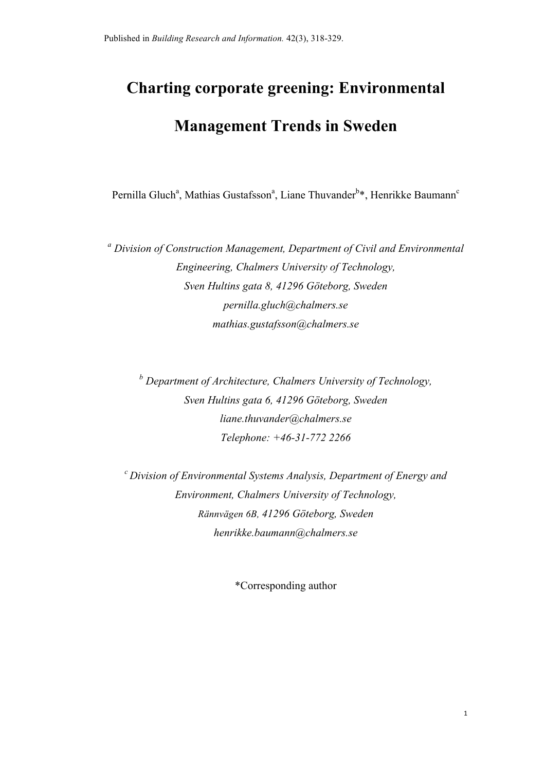Published in *Building Research and Information.* 42(3), 318-329.

# Charting corporate greening: Environmental Management Trends in Sweden

Pernilla Gluch[a], Mathias Gustafsson[a], Liane Thuvander[b]*, Henrikke Baumann[c]

[a] *Division of Construction Management, Department of Civil and Environmental Engineering, Chalmers University of Technology,*
*Sven Hultins gata 8, 41296 Göteborg, Sweden*
*pernilla.gluch@chalmers.se*
*mathias.gustafsson@chalmers.se*

[b] *Department of Architecture, Chalmers University of Technology,*
*Sven Hultins gata 6, 41296 Göteborg, Sweden*
*liane.thuvander@chalmers.se*
*Telephone: +46-31-772 2266*

[c] *Division of Environmental Systems Analysis, Department of Energy and Environment, Chalmers University of Technology,*
*Rännvägen 6B, 41296 Göteborg, Sweden*
*henrikke.baumann@chalmers.se*

*Corresponding author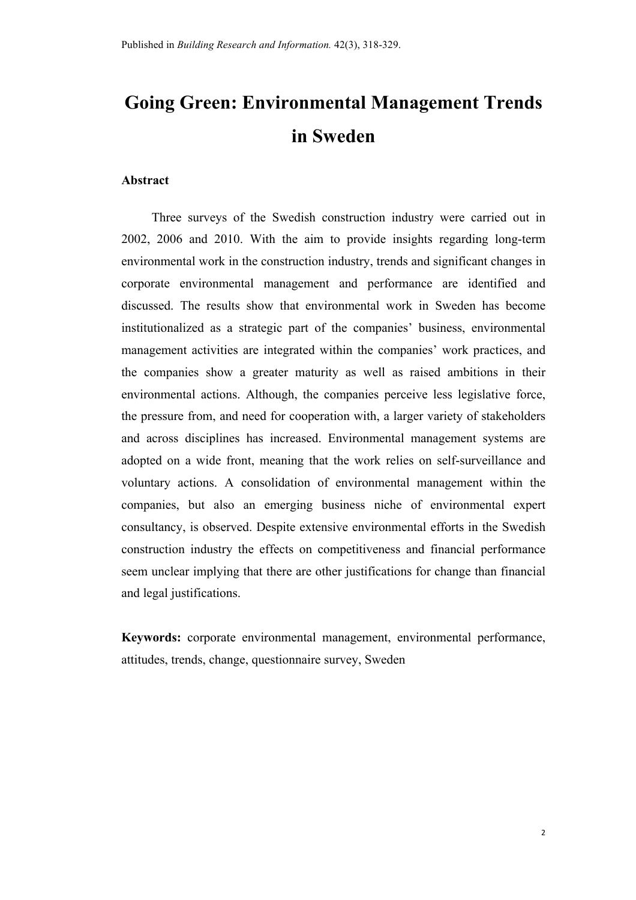# Going Green: Environmental Management Trends in Sweden

## Abstract

Three surveys of the Swedish construction industry were carried out in 2002, 2006 and 2010. With the aim to provide insights regarding long-term environmental work in the construction industry, trends and significant changes in corporate environmental management and performance are identified and discussed. The results show that environmental work in Sweden has become institutionalized as a strategic part of the companies' business, environmental management activities are integrated within the companies' work practices, and the companies show a greater maturity as well as raised ambitions in their environmental actions. Although, the companies perceive less legislative force, the pressure from, and need for cooperation with, a larger variety of stakeholders and across disciplines has increased. Environmental management systems are adopted on a wide front, meaning that the work relies on self-surveillance and voluntary actions. A consolidation of environmental management within the companies, but also an emerging business niche of environmental expert consultancy, is observed. Despite extensive environmental efforts in the Swedish construction industry the effects on competitiveness and financial performance seem unclear implying that there are other justifications for change than financial and legal justifications.

**Keywords:** corporate environmental management, environmental performance, attitudes, trends, change, questionnaire survey, Sweden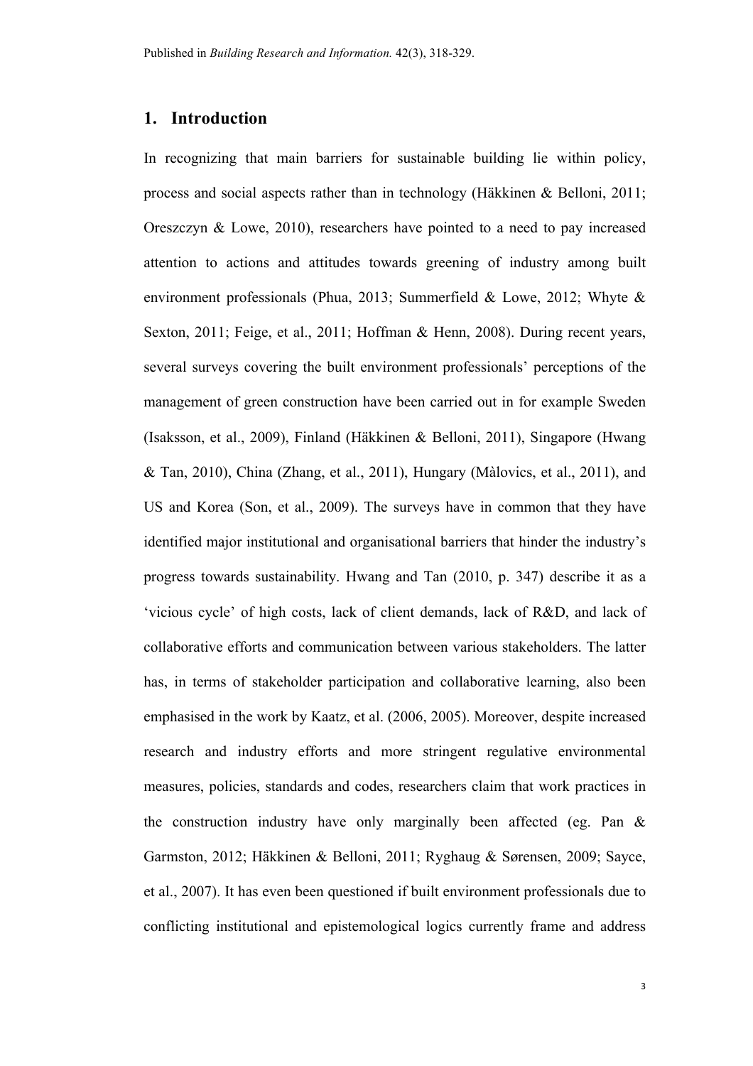## 1. Introduction

In recognizing that main barriers for sustainable building lie within policy, process and social aspects rather than in technology (Häkkinen & Belloni, 2011; Oreszczyn & Lowe, 2010), researchers have pointed to a need to pay increased attention to actions and attitudes towards greening of industry among built environment professionals (Phua, 2013; Summerfield & Lowe, 2012; Whyte & Sexton, 2011; Feige, et al., 2011; Hoffman & Henn, 2008). During recent years, several surveys covering the built environment professionals' perceptions of the management of green construction have been carried out in for example Sweden (Isaksson, et al., 2009), Finland (Häkkinen & Belloni, 2011), Singapore (Hwang & Tan, 2010), China (Zhang, et al., 2011), Hungary (Màlovics, et al., 2011), and US and Korea (Son, et al., 2009). The surveys have in common that they have identified major institutional and organisational barriers that hinder the industry's progress towards sustainability. Hwang and Tan (2010, p. 347) describe it as a 'vicious cycle' of high costs, lack of client demands, lack of R&D, and lack of collaborative efforts and communication between various stakeholders. The latter has, in terms of stakeholder participation and collaborative learning, also been emphasised in the work by Kaatz, et al. (2006, 2005). Moreover, despite increased research and industry efforts and more stringent regulative environmental measures, policies, standards and codes, researchers claim that work practices in the construction industry have only marginally been affected (eg. Pan & Garmston, 2012; Häkkinen & Belloni, 2011; Ryghaug & Sørensen, 2009; Sayce, et al., 2007). It has even been questioned if built environment professionals due to conflicting institutional and epistemological logics currently frame and address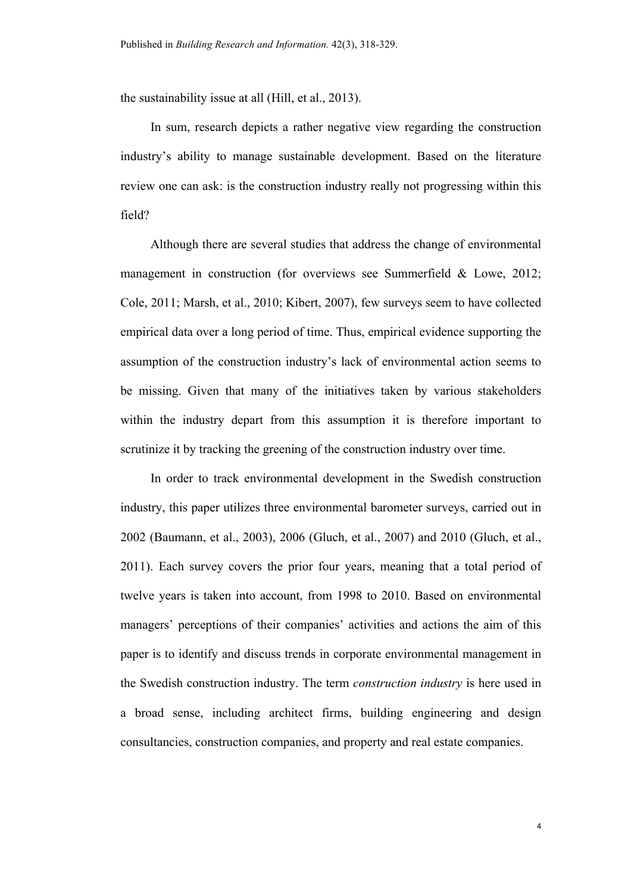the sustainability issue at all (Hill, et al., 2013).

In sum, research depicts a rather negative view regarding the construction industry's ability to manage sustainable development. Based on the literature review one can ask: is the construction industry really not progressing within this field?

Although there are several studies that address the change of environmental management in construction (for overviews see Summerfield & Lowe, 2012; Cole, 2011; Marsh, et al., 2010; Kibert, 2007), few surveys seem to have collected empirical data over a long period of time. Thus, empirical evidence supporting the assumption of the construction industry's lack of environmental action seems to be missing. Given that many of the initiatives taken by various stakeholders within the industry depart from this assumption it is therefore important to scrutinize it by tracking the greening of the construction industry over time.

In order to track environmental development in the Swedish construction industry, this paper utilizes three environmental barometer surveys, carried out in 2002 (Baumann, et al., 2003), 2006 (Gluch, et al., 2007) and 2010 (Gluch, et al., 2011). Each survey covers the prior four years, meaning that a total period of twelve years is taken into account, from 1998 to 2010. Based on environmental managers' perceptions of their companies' activities and actions the aim of this paper is to identify and discuss trends in corporate environmental management in the Swedish construction industry. The term *construction industry* is here used in a broad sense, including architect firms, building engineering and design consultancies, construction companies, and property and real estate companies.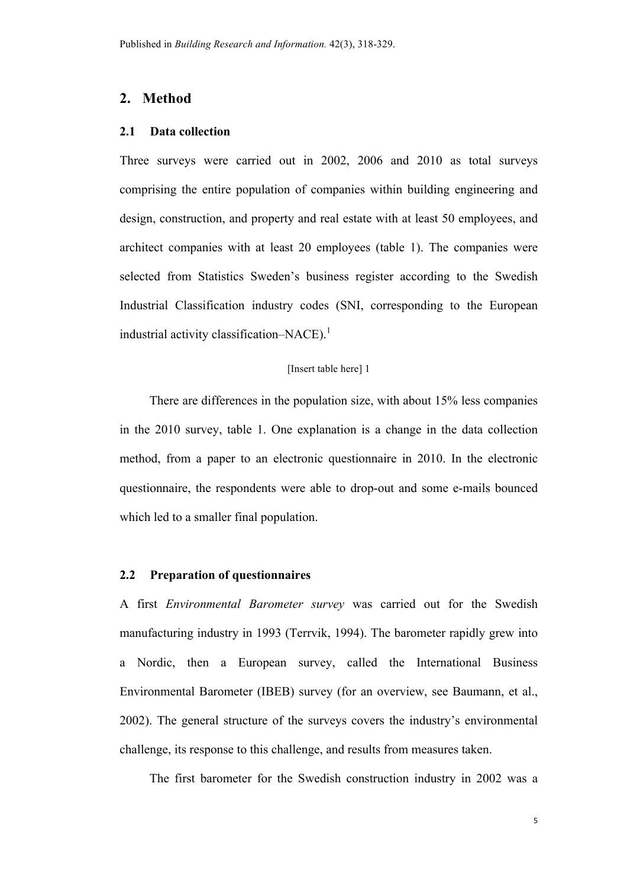## 2. Method

### 2.1 Data collection

Three surveys were carried out in 2002, 2006 and 2010 as total surveys comprising the entire population of companies within building engineering and design, construction, and property and real estate with at least 50 employees, and architect companies with at least 20 employees (table 1). The companies were selected from Statistics Sweden's business register according to the Swedish Industrial Classification industry codes (SNI, corresponding to the European industrial activity classification–NACE).[1]

[Insert table here] 1

There are differences in the population size, with about 15% less companies in the 2010 survey, table 1. One explanation is a change in the data collection method, from a paper to an electronic questionnaire in 2010. In the electronic questionnaire, the respondents were able to drop-out and some e-mails bounced which led to a smaller final population.

### 2.2 Preparation of questionnaires

A first *Environmental Barometer survey* was carried out for the Swedish manufacturing industry in 1993 (Terrvik, 1994). The barometer rapidly grew into a Nordic, then a European survey, called the International Business Environmental Barometer (IBEB) survey (for an overview, see Baumann, et al., 2002). The general structure of the surveys covers the industry's environmental challenge, its response to this challenge, and results from measures taken.

The first barometer for the Swedish construction industry in 2002 was a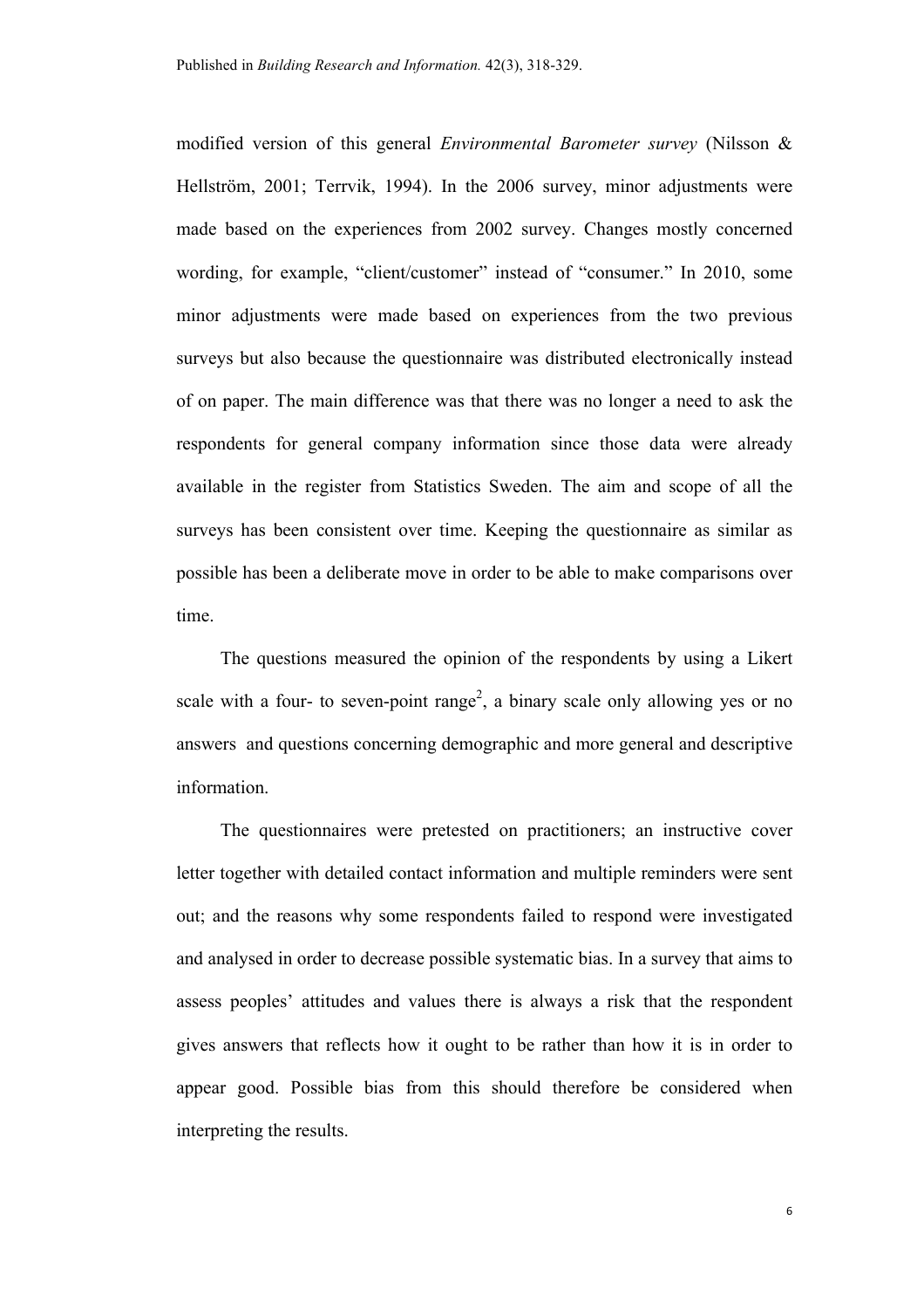modified version of this general *Environmental Barometer survey* (Nilsson & Hellström, 2001; Terrvik, 1994). In the 2006 survey, minor adjustments were made based on the experiences from 2002 survey. Changes mostly concerned wording, for example, "client/customer" instead of "consumer." In 2010, some minor adjustments were made based on experiences from the two previous surveys but also because the questionnaire was distributed electronically instead of on paper. The main difference was that there was no longer a need to ask the respondents for general company information since those data were already available in the register from Statistics Sweden. The aim and scope of all the surveys has been consistent over time. Keeping the questionnaire as similar as possible has been a deliberate move in order to be able to make comparisons over time.

The questions measured the opinion of the respondents by using a Likert scale with a four- to seven-point range[2], a binary scale only allowing yes or no answers and questions concerning demographic and more general and descriptive information.

The questionnaires were pretested on practitioners; an instructive cover letter together with detailed contact information and multiple reminders were sent out; and the reasons why some respondents failed to respond were investigated and analysed in order to decrease possible systematic bias. In a survey that aims to assess peoples' attitudes and values there is always a risk that the respondent gives answers that reflects how it ought to be rather than how it is in order to appear good. Possible bias from this should therefore be considered when interpreting the results.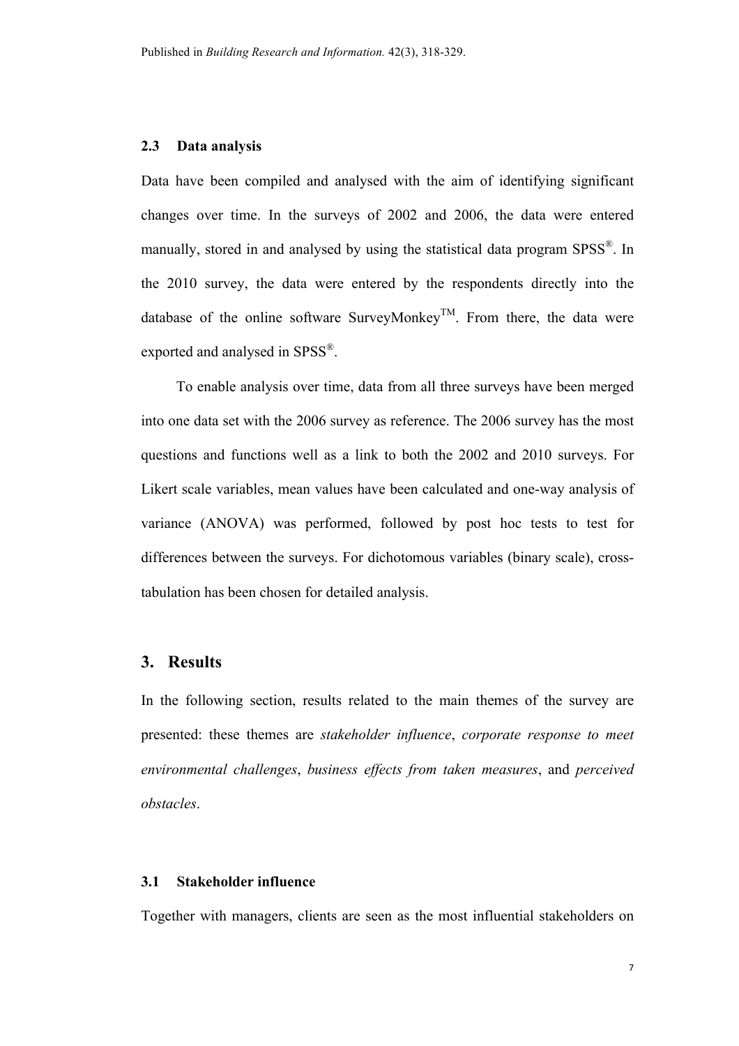### 2.3 Data analysis

Data have been compiled and analysed with the aim of identifying significant changes over time. In the surveys of 2002 and 2006, the data were entered manually, stored in and analysed by using the statistical data program SPSS®. In the 2010 survey, the data were entered by the respondents directly into the database of the online software SurveyMonkey™. From there, the data were exported and analysed in SPSS®.

To enable analysis over time, data from all three surveys have been merged into one data set with the 2006 survey as reference. The 2006 survey has the most questions and functions well as a link to both the 2002 and 2010 surveys. For Likert scale variables, mean values have been calculated and one-way analysis of variance (ANOVA) was performed, followed by post hoc tests to test for differences between the surveys. For dichotomous variables (binary scale), cross-tabulation has been chosen for detailed analysis.

## 3. Results

In the following section, results related to the main themes of the survey are presented: these themes are *stakeholder influence*, *corporate response to meet environmental challenges*, *business effects from taken measures*, and *perceived obstacles*.

### 3.1 Stakeholder influence

Together with managers, clients are seen as the most influential stakeholders on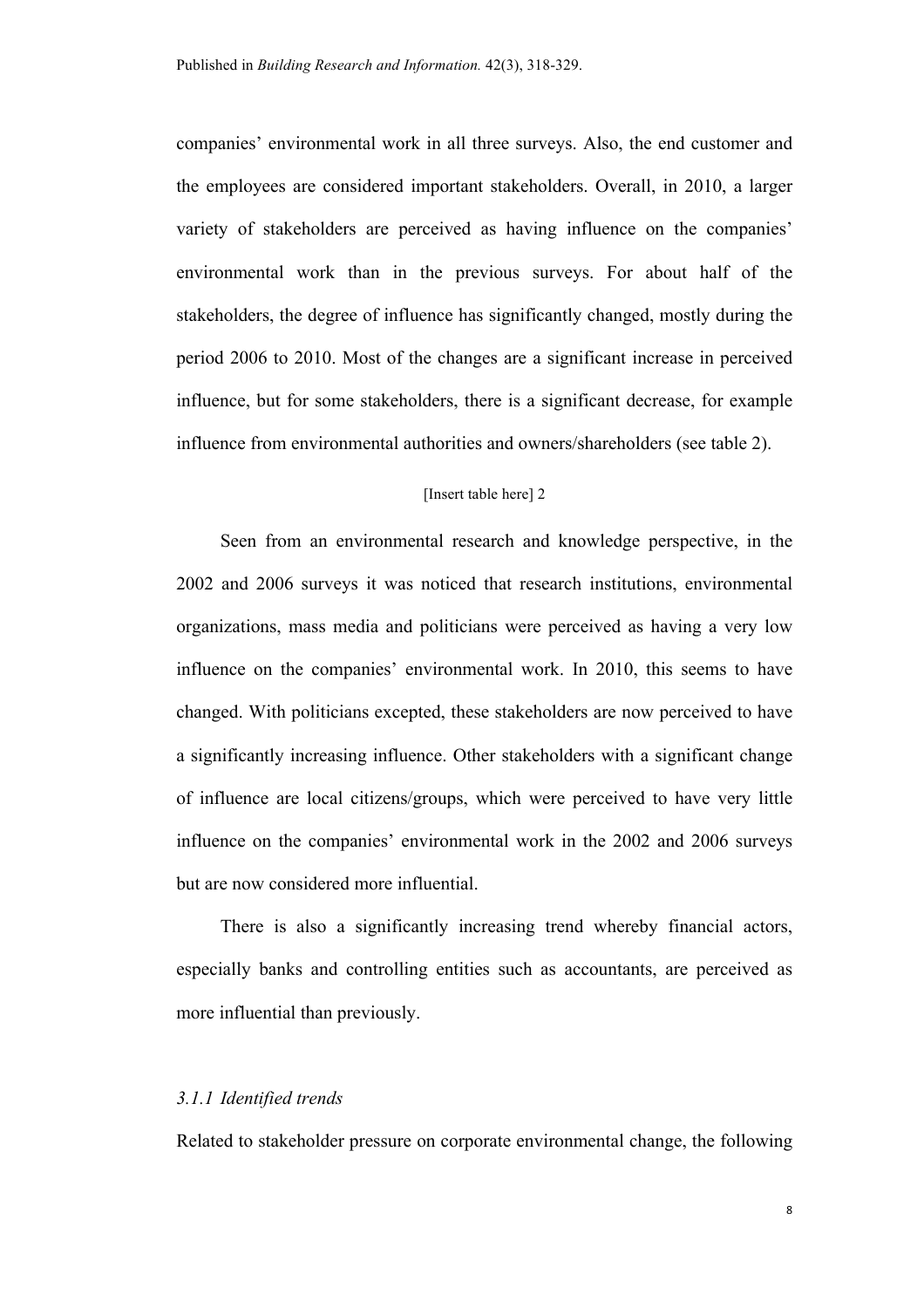companies' environmental work in all three surveys. Also, the end customer and the employees are considered important stakeholders. Overall, in 2010, a larger variety of stakeholders are perceived as having influence on the companies' environmental work than in the previous surveys. For about half of the stakeholders, the degree of influence has significantly changed, mostly during the period 2006 to 2010. Most of the changes are a significant increase in perceived influence, but for some stakeholders, there is a significant decrease, for example influence from environmental authorities and owners/shareholders (see table 2).

[Insert table here] 2

Seen from an environmental research and knowledge perspective, in the 2002 and 2006 surveys it was noticed that research institutions, environmental organizations, mass media and politicians were perceived as having a very low influence on the companies' environmental work. In 2010, this seems to have changed. With politicians excepted, these stakeholders are now perceived to have a significantly increasing influence. Other stakeholders with a significant change of influence are local citizens/groups, which were perceived to have very little influence on the companies' environmental work in the 2002 and 2006 surveys but are now considered more influential.

There is also a significantly increasing trend whereby financial actors, especially banks and controlling entities such as accountants, are perceived as more influential than previously.

### *3.1.1 Identified trends*

Related to stakeholder pressure on corporate environmental change, the following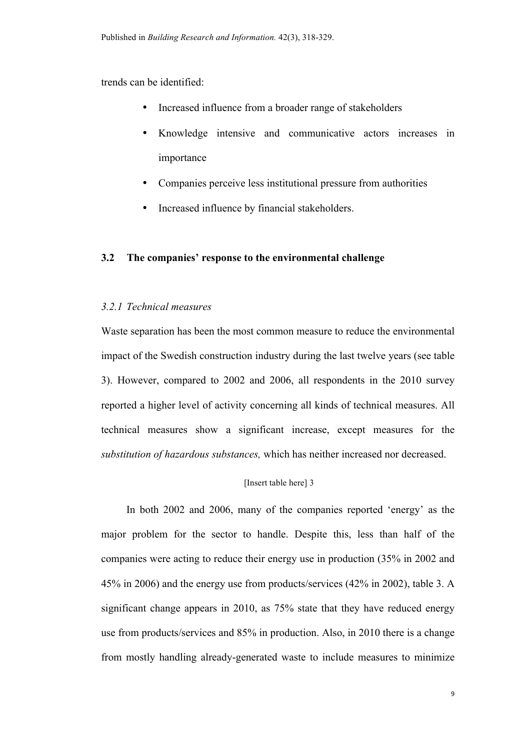trends can be identified:

- Increased influence from a broader range of stakeholders
- Knowledge intensive and communicative actors increases in importance
- Companies perceive less institutional pressure from authorities
- Increased influence by financial stakeholders.

## 3.2 The companies' response to the environmental challenge

### *3.2.1 Technical measures*

Waste separation has been the most common measure to reduce the environmental impact of the Swedish construction industry during the last twelve years (see table 3). However, compared to 2002 and 2006, all respondents in the 2010 survey reported a higher level of activity concerning all kinds of technical measures. All technical measures show a significant increase, except measures for the *substitution of hazardous substances,* which has neither increased nor decreased.

[Insert table here] 3

In both 2002 and 2006, many of the companies reported 'energy' as the major problem for the sector to handle. Despite this, less than half of the companies were acting to reduce their energy use in production (35% in 2002 and 45% in 2006) and the energy use from products/services (42% in 2002), table 3. A significant change appears in 2010, as 75% state that they have reduced energy use from products/services and 85% in production. Also, in 2010 there is a change from mostly handling already-generated waste to include measures to minimize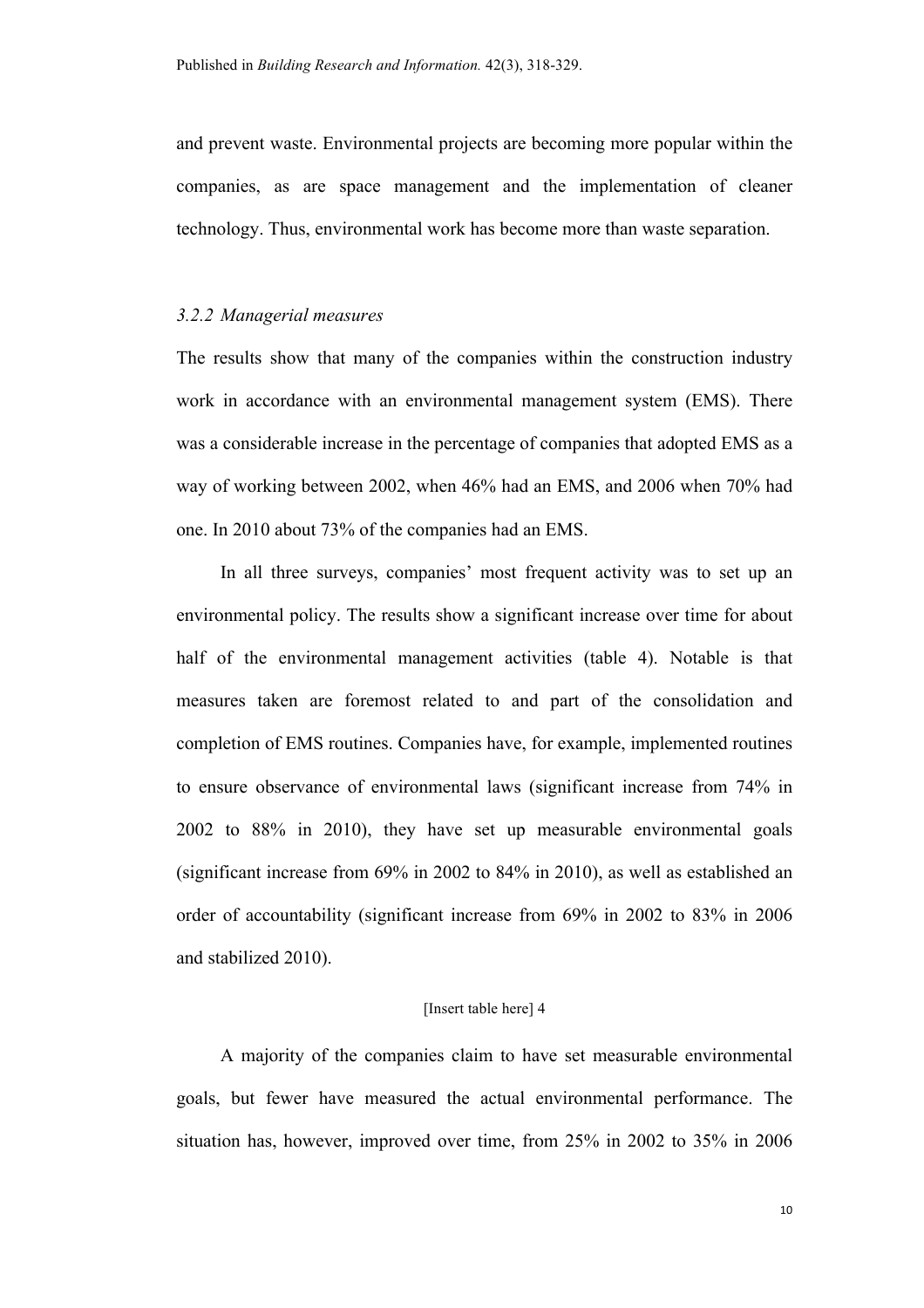and prevent waste. Environmental projects are becoming more popular within the companies, as are space management and the implementation of cleaner technology. Thus, environmental work has become more than waste separation.

### *3.2.2 Managerial measures*

The results show that many of the companies within the construction industry work in accordance with an environmental management system (EMS). There was a considerable increase in the percentage of companies that adopted EMS as a way of working between 2002, when 46% had an EMS, and 2006 when 70% had one. In 2010 about 73% of the companies had an EMS.

In all three surveys, companies' most frequent activity was to set up an environmental policy. The results show a significant increase over time for about half of the environmental management activities (table 4). Notable is that measures taken are foremost related to and part of the consolidation and completion of EMS routines. Companies have, for example, implemented routines to ensure observance of environmental laws (significant increase from 74% in 2002 to 88% in 2010), they have set up measurable environmental goals (significant increase from 69% in 2002 to 84% in 2010), as well as established an order of accountability (significant increase from 69% in 2002 to 83% in 2006 and stabilized 2010).

[Insert table here] 4

A majority of the companies claim to have set measurable environmental goals, but fewer have measured the actual environmental performance. The situation has, however, improved over time, from 25% in 2002 to 35% in 2006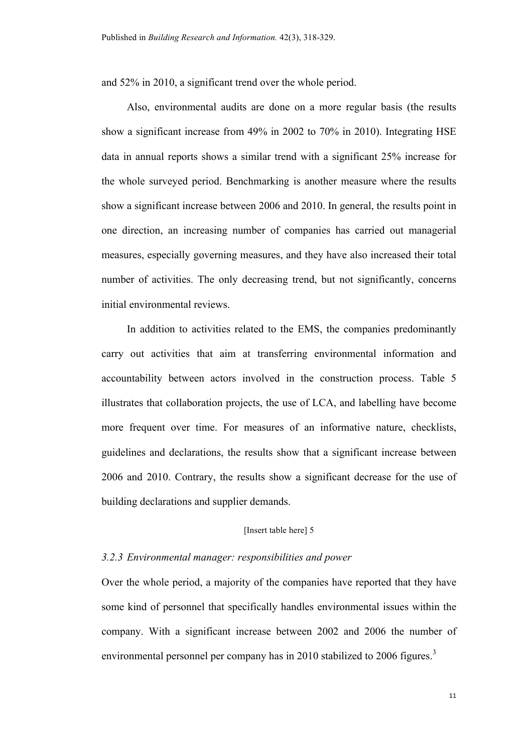and 52% in 2010, a significant trend over the whole period.

Also, environmental audits are done on a more regular basis (the results show a significant increase from 49% in 2002 to 70% in 2010). Integrating HSE data in annual reports shows a similar trend with a significant 25% increase for the whole surveyed period. Benchmarking is another measure where the results show a significant increase between 2006 and 2010. In general, the results point in one direction, an increasing number of companies has carried out managerial measures, especially governing measures, and they have also increased their total number of activities. The only decreasing trend, but not significantly, concerns initial environmental reviews.

In addition to activities related to the EMS, the companies predominantly carry out activities that aim at transferring environmental information and accountability between actors involved in the construction process. Table 5 illustrates that collaboration projects, the use of LCA, and labelling have become more frequent over time. For measures of an informative nature, checklists, guidelines and declarations, the results show that a significant increase between 2006 and 2010. Contrary, the results show a significant decrease for the use of building declarations and supplier demands.

[Insert table here] 5

### *3.2.3 Environmental manager: responsibilities and power*

Over the whole period, a majority of the companies have reported that they have some kind of personnel that specifically handles environmental issues within the company. With a significant increase between 2002 and 2006 the number of environmental personnel per company has in 2010 stabilized to 2006 figures.[3]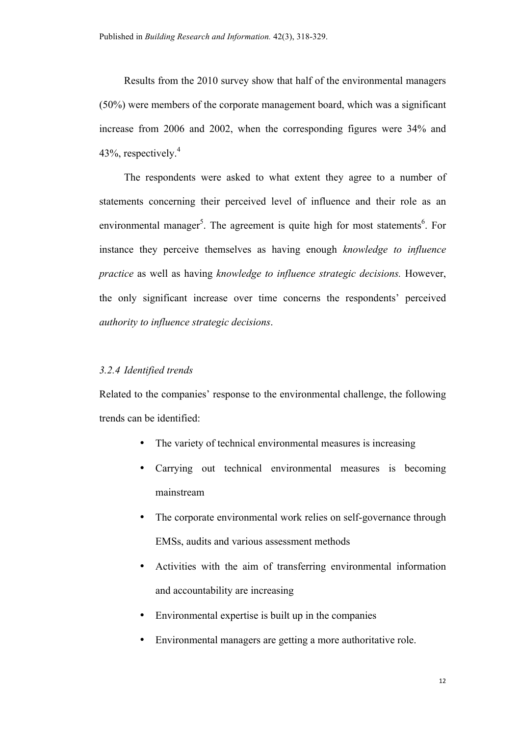Results from the 2010 survey show that half of the environmental managers (50%) were members of the corporate management board, which was a significant increase from 2006 and 2002, when the corresponding figures were 34% and 43%, respectively.[4]

The respondents were asked to what extent they agree to a number of statements concerning their perceived level of influence and their role as an environmental manager[5]. The agreement is quite high for most statements[6]. For instance they perceive themselves as having enough *knowledge to influence practice* as well as having *knowledge to influence strategic decisions.* However, the only significant increase over time concerns the respondents' perceived *authority to influence strategic decisions*.

### *3.2.4 Identified trends*

Related to the companies' response to the environmental challenge, the following trends can be identified:

- The variety of technical environmental measures is increasing
- Carrying out technical environmental measures is becoming mainstream
- The corporate environmental work relies on self-governance through EMSs, audits and various assessment methods
- Activities with the aim of transferring environmental information and accountability are increasing
- Environmental expertise is built up in the companies
- Environmental managers are getting a more authoritative role.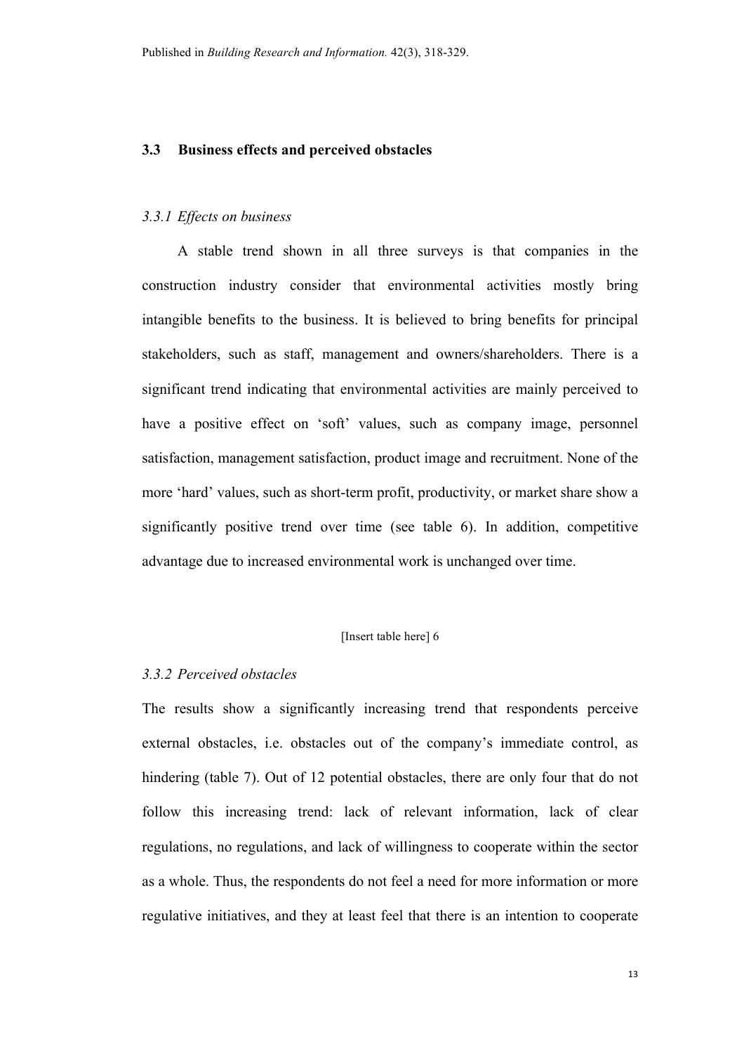### 3.3 Business effects and perceived obstacles

#### *3.3.1 Effects on business*

A stable trend shown in all three surveys is that companies in the construction industry consider that environmental activities mostly bring intangible benefits to the business. It is believed to bring benefits for principal stakeholders, such as staff, management and owners/shareholders. There is a significant trend indicating that environmental activities are mainly perceived to have a positive effect on 'soft' values, such as company image, personnel satisfaction, management satisfaction, product image and recruitment. None of the more 'hard' values, such as short-term profit, productivity, or market share show a significantly positive trend over time (see table 6). In addition, competitive advantage due to increased environmental work is unchanged over time.

[Insert table here] 6

#### *3.3.2 Perceived obstacles*

The results show a significantly increasing trend that respondents perceive external obstacles, i.e. obstacles out of the company's immediate control, as hindering (table 7). Out of 12 potential obstacles, there are only four that do not follow this increasing trend: lack of relevant information, lack of clear regulations, no regulations, and lack of willingness to cooperate within the sector as a whole. Thus, the respondents do not feel a need for more information or more regulative initiatives, and they at least feel that there is an intention to cooperate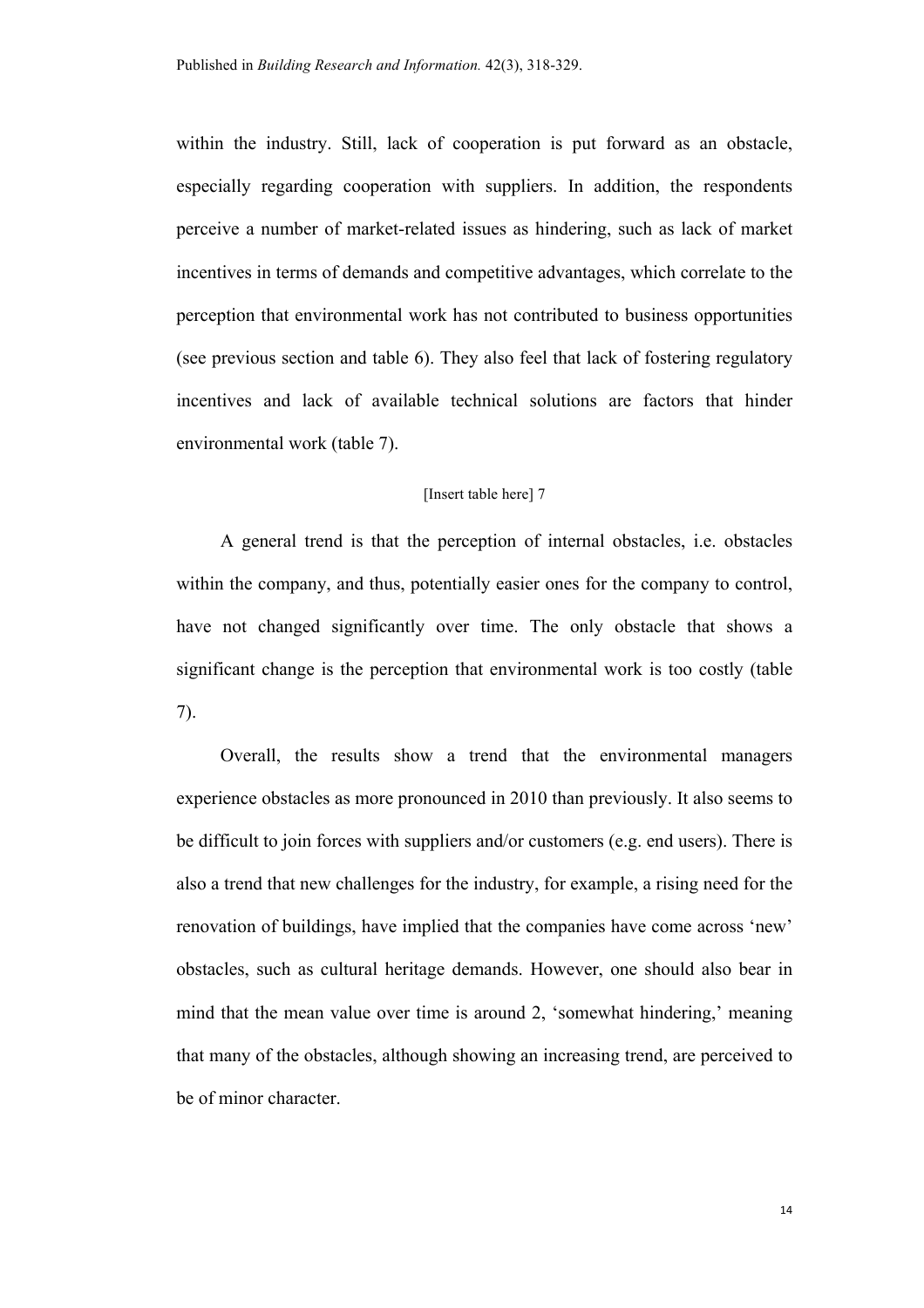within the industry. Still, lack of cooperation is put forward as an obstacle, especially regarding cooperation with suppliers. In addition, the respondents perceive a number of market-related issues as hindering, such as lack of market incentives in terms of demands and competitive advantages, which correlate to the perception that environmental work has not contributed to business opportunities (see previous section and table 6). They also feel that lack of fostering regulatory incentives and lack of available technical solutions are factors that hinder environmental work (table 7).

[Insert table here] 7

A general trend is that the perception of internal obstacles, i.e. obstacles within the company, and thus, potentially easier ones for the company to control, have not changed significantly over time. The only obstacle that shows a significant change is the perception that environmental work is too costly (table 7).

Overall, the results show a trend that the environmental managers experience obstacles as more pronounced in 2010 than previously. It also seems to be difficult to join forces with suppliers and/or customers (e.g. end users). There is also a trend that new challenges for the industry, for example, a rising need for the renovation of buildings, have implied that the companies have come across 'new' obstacles, such as cultural heritage demands. However, one should also bear in mind that the mean value over time is around 2, 'somewhat hindering,' meaning that many of the obstacles, although showing an increasing trend, are perceived to be of minor character.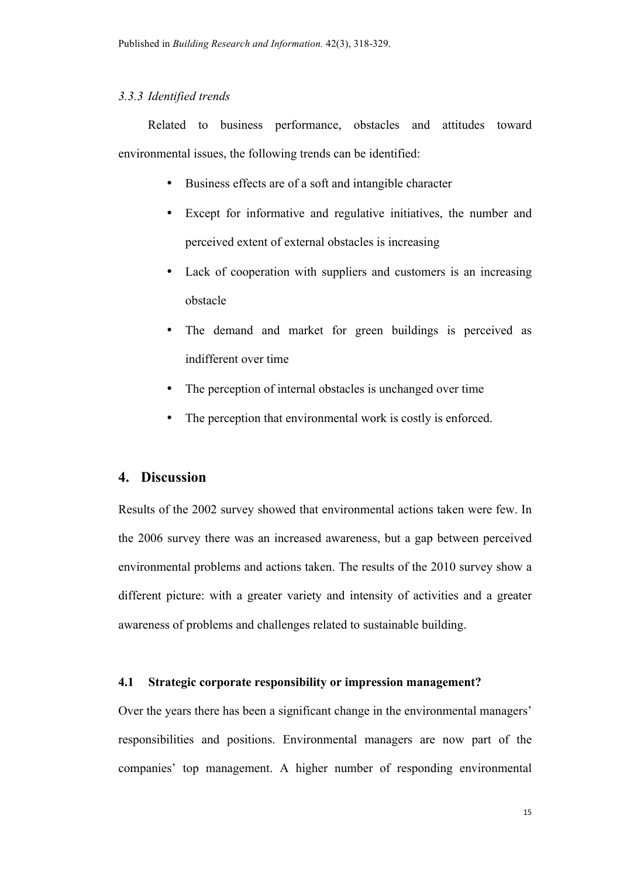### *3.3.3 Identified trends*

Related to business performance, obstacles and attitudes toward environmental issues, the following trends can be identified:

- Business effects are of a soft and intangible character
- Except for informative and regulative initiatives, the number and perceived extent of external obstacles is increasing
- Lack of cooperation with suppliers and customers is an increasing obstacle
- The demand and market for green buildings is perceived as indifferent over time
- The perception of internal obstacles is unchanged over time
- The perception that environmental work is costly is enforced.

## 4. Discussion

Results of the 2002 survey showed that environmental actions taken were few. In the 2006 survey there was an increased awareness, but a gap between perceived environmental problems and actions taken. The results of the 2010 survey show a different picture: with a greater variety and intensity of activities and a greater awareness of problems and challenges related to sustainable building.

### 4.1 Strategic corporate responsibility or impression management?

Over the years there has been a significant change in the environmental managers' responsibilities and positions. Environmental managers are now part of the companies' top management. A higher number of responding environmental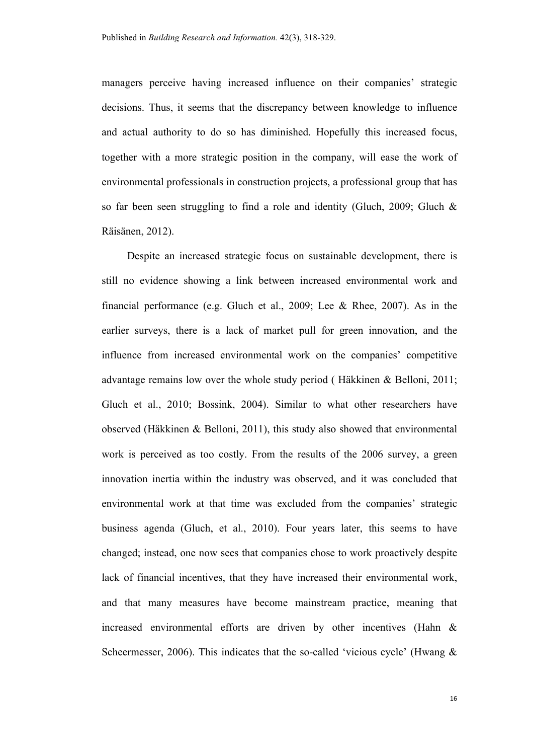managers perceive having increased influence on their companies' strategic decisions. Thus, it seems that the discrepancy between knowledge to influence and actual authority to do so has diminished. Hopefully this increased focus, together with a more strategic position in the company, will ease the work of environmental professionals in construction projects, a professional group that has so far been seen struggling to find a role and identity (Gluch, 2009; Gluch & Räisänen, 2012).

Despite an increased strategic focus on sustainable development, there is still no evidence showing a link between increased environmental work and financial performance (e.g. Gluch et al., 2009; Lee & Rhee, 2007). As in the earlier surveys, there is a lack of market pull for green innovation, and the influence from increased environmental work on the companies' competitive advantage remains low over the whole study period ( Häkkinen & Belloni, 2011; Gluch et al., 2010; Bossink, 2004). Similar to what other researchers have observed (Häkkinen & Belloni, 2011), this study also showed that environmental work is perceived as too costly. From the results of the 2006 survey, a green innovation inertia within the industry was observed, and it was concluded that environmental work at that time was excluded from the companies' strategic business agenda (Gluch, et al., 2010). Four years later, this seems to have changed; instead, one now sees that companies chose to work proactively despite lack of financial incentives, that they have increased their environmental work, and that many measures have become mainstream practice, meaning that increased environmental efforts are driven by other incentives (Hahn & Scheermesser, 2006). This indicates that the so-called 'vicious cycle' (Hwang &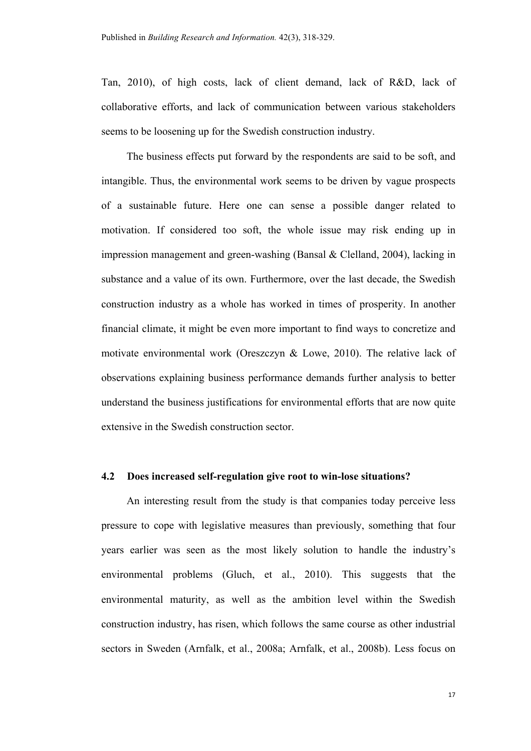Tan, 2010), of high costs, lack of client demand, lack of R&D, lack of collaborative efforts, and lack of communication between various stakeholders seems to be loosening up for the Swedish construction industry.

The business effects put forward by the respondents are said to be soft, and intangible. Thus, the environmental work seems to be driven by vague prospects of a sustainable future. Here one can sense a possible danger related to motivation. If considered too soft, the whole issue may risk ending up in impression management and green-washing (Bansal & Clelland, 2004), lacking in substance and a value of its own. Furthermore, over the last decade, the Swedish construction industry as a whole has worked in times of prosperity. In another financial climate, it might be even more important to find ways to concretize and motivate environmental work (Oreszczyn & Lowe, 2010). The relative lack of observations explaining business performance demands further analysis to better understand the business justifications for environmental efforts that are now quite extensive in the Swedish construction sector.

### 4.2 Does increased self-regulation give root to win-lose situations?

An interesting result from the study is that companies today perceive less pressure to cope with legislative measures than previously, something that four years earlier was seen as the most likely solution to handle the industry's environmental problems (Gluch, et al., 2010). This suggests that the environmental maturity, as well as the ambition level within the Swedish construction industry, has risen, which follows the same course as other industrial sectors in Sweden (Arnfalk, et al., 2008a; Arnfalk, et al., 2008b). Less focus on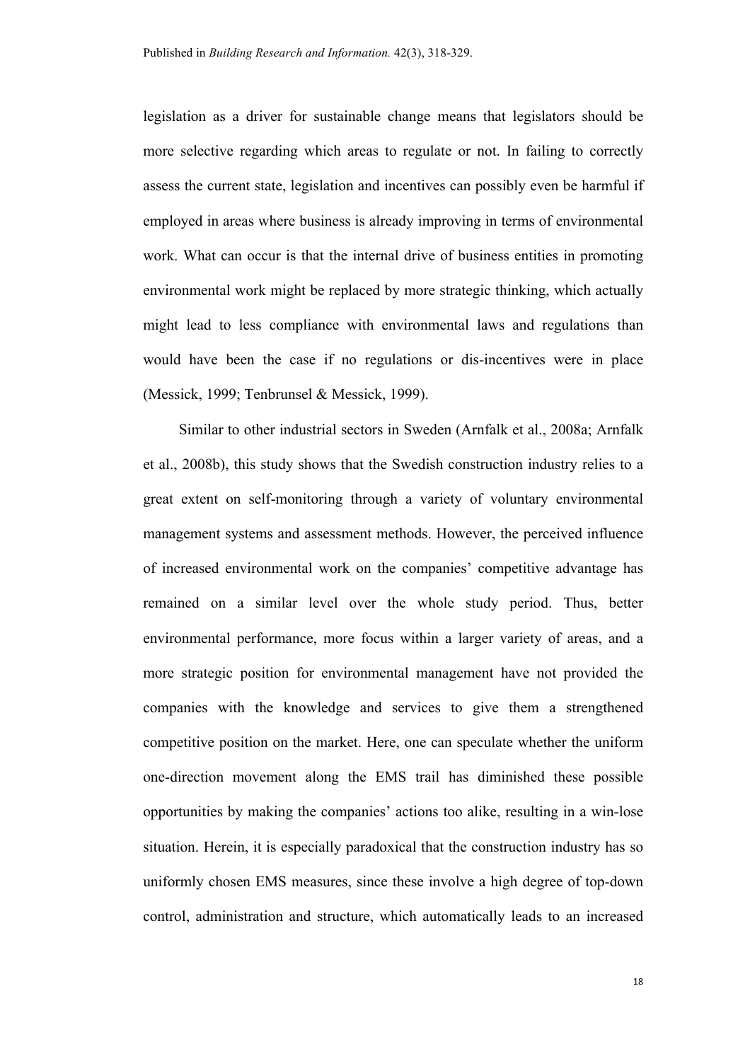legislation as a driver for sustainable change means that legislators should be more selective regarding which areas to regulate or not. In failing to correctly assess the current state, legislation and incentives can possibly even be harmful if employed in areas where business is already improving in terms of environmental work. What can occur is that the internal drive of business entities in promoting environmental work might be replaced by more strategic thinking, which actually might lead to less compliance with environmental laws and regulations than would have been the case if no regulations or dis-incentives were in place (Messick, 1999; Tenbrunsel & Messick, 1999).

Similar to other industrial sectors in Sweden (Arnfalk et al., 2008a; Arnfalk et al., 2008b), this study shows that the Swedish construction industry relies to a great extent on self-monitoring through a variety of voluntary environmental management systems and assessment methods. However, the perceived influence of increased environmental work on the companies' competitive advantage has remained on a similar level over the whole study period. Thus, better environmental performance, more focus within a larger variety of areas, and a more strategic position for environmental management have not provided the companies with the knowledge and services to give them a strengthened competitive position on the market. Here, one can speculate whether the uniform one-direction movement along the EMS trail has diminished these possible opportunities by making the companies' actions too alike, resulting in a win-lose situation. Herein, it is especially paradoxical that the construction industry has so uniformly chosen EMS measures, since these involve a high degree of top-down control, administration and structure, which automatically leads to an increased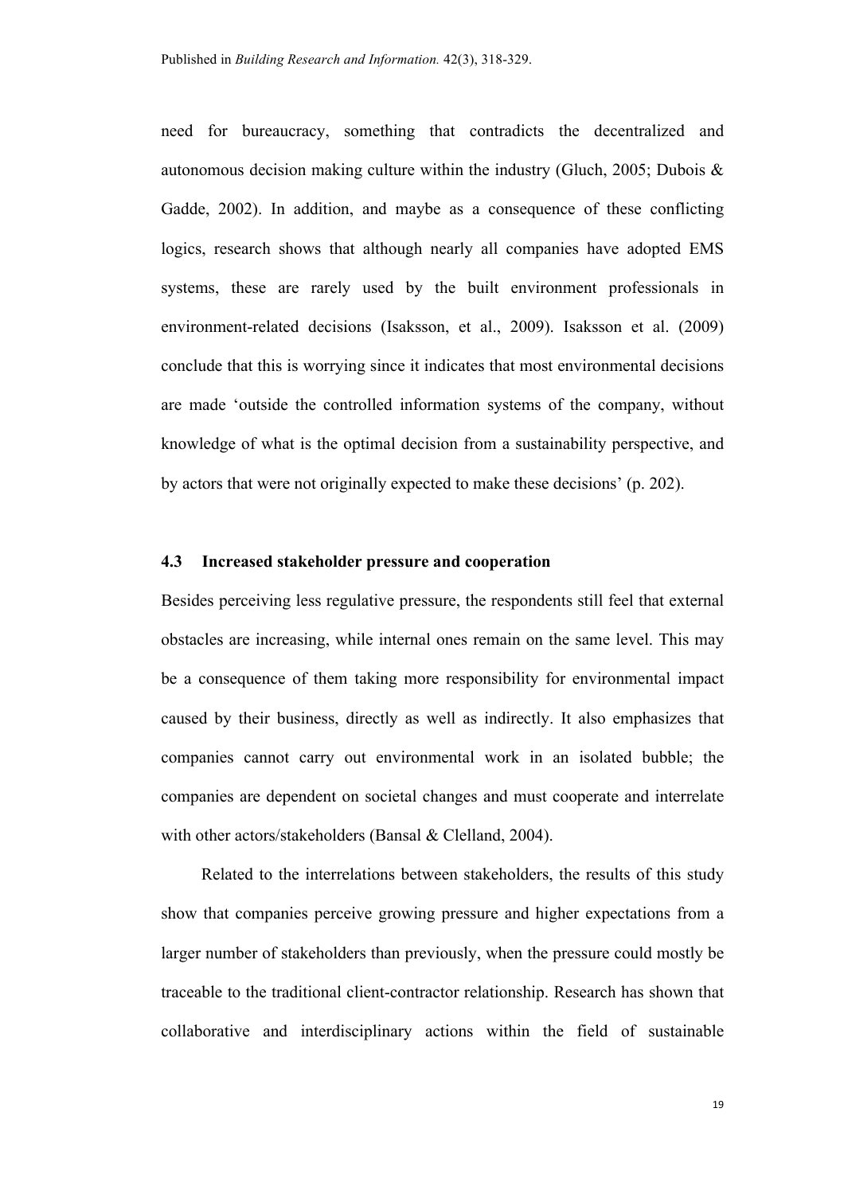need for bureaucracy, something that contradicts the decentralized and autonomous decision making culture within the industry (Gluch, 2005; Dubois & Gadde, 2002). In addition, and maybe as a consequence of these conflicting logics, research shows that although nearly all companies have adopted EMS systems, these are rarely used by the built environment professionals in environment-related decisions (Isaksson, et al., 2009). Isaksson et al. (2009) conclude that this is worrying since it indicates that most environmental decisions are made 'outside the controlled information systems of the company, without knowledge of what is the optimal decision from a sustainability perspective, and by actors that were not originally expected to make these decisions' (p. 202).

### 4.3 Increased stakeholder pressure and cooperation

Besides perceiving less regulative pressure, the respondents still feel that external obstacles are increasing, while internal ones remain on the same level. This may be a consequence of them taking more responsibility for environmental impact caused by their business, directly as well as indirectly. It also emphasizes that companies cannot carry out environmental work in an isolated bubble; the companies are dependent on societal changes and must cooperate and interrelate with other actors/stakeholders (Bansal & Clelland, 2004).

Related to the interrelations between stakeholders, the results of this study show that companies perceive growing pressure and higher expectations from a larger number of stakeholders than previously, when the pressure could mostly be traceable to the traditional client-contractor relationship. Research has shown that collaborative and interdisciplinary actions within the field of sustainable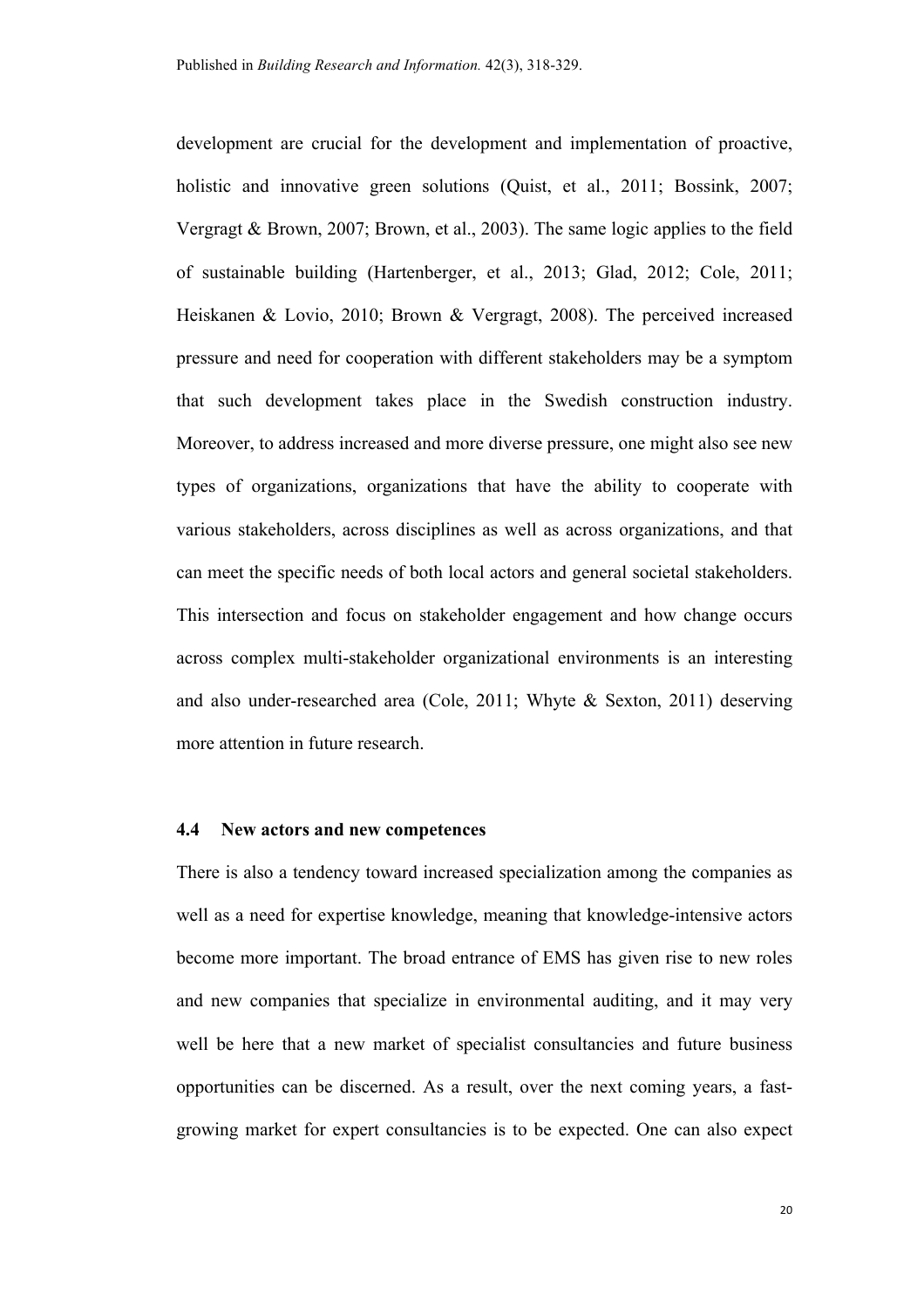development are crucial for the development and implementation of proactive, holistic and innovative green solutions (Quist, et al., 2011; Bossink, 2007; Vergragt & Brown, 2007; Brown, et al., 2003). The same logic applies to the field of sustainable building (Hartenberger, et al., 2013; Glad, 2012; Cole, 2011; Heiskanen & Lovio, 2010; Brown & Vergragt, 2008). The perceived increased pressure and need for cooperation with different stakeholders may be a symptom that such development takes place in the Swedish construction industry. Moreover, to address increased and more diverse pressure, one might also see new types of organizations, organizations that have the ability to cooperate with various stakeholders, across disciplines as well as across organizations, and that can meet the specific needs of both local actors and general societal stakeholders. This intersection and focus on stakeholder engagement and how change occurs across complex multi-stakeholder organizational environments is an interesting and also under-researched area (Cole, 2011; Whyte & Sexton, 2011) deserving more attention in future research.

### 4.4 New actors and new competences

There is also a tendency toward increased specialization among the companies as well as a need for expertise knowledge, meaning that knowledge-intensive actors become more important. The broad entrance of EMS has given rise to new roles and new companies that specialize in environmental auditing, and it may very well be here that a new market of specialist consultancies and future business opportunities can be discerned. As a result, over the next coming years, a fast-growing market for expert consultancies is to be expected. One can also expect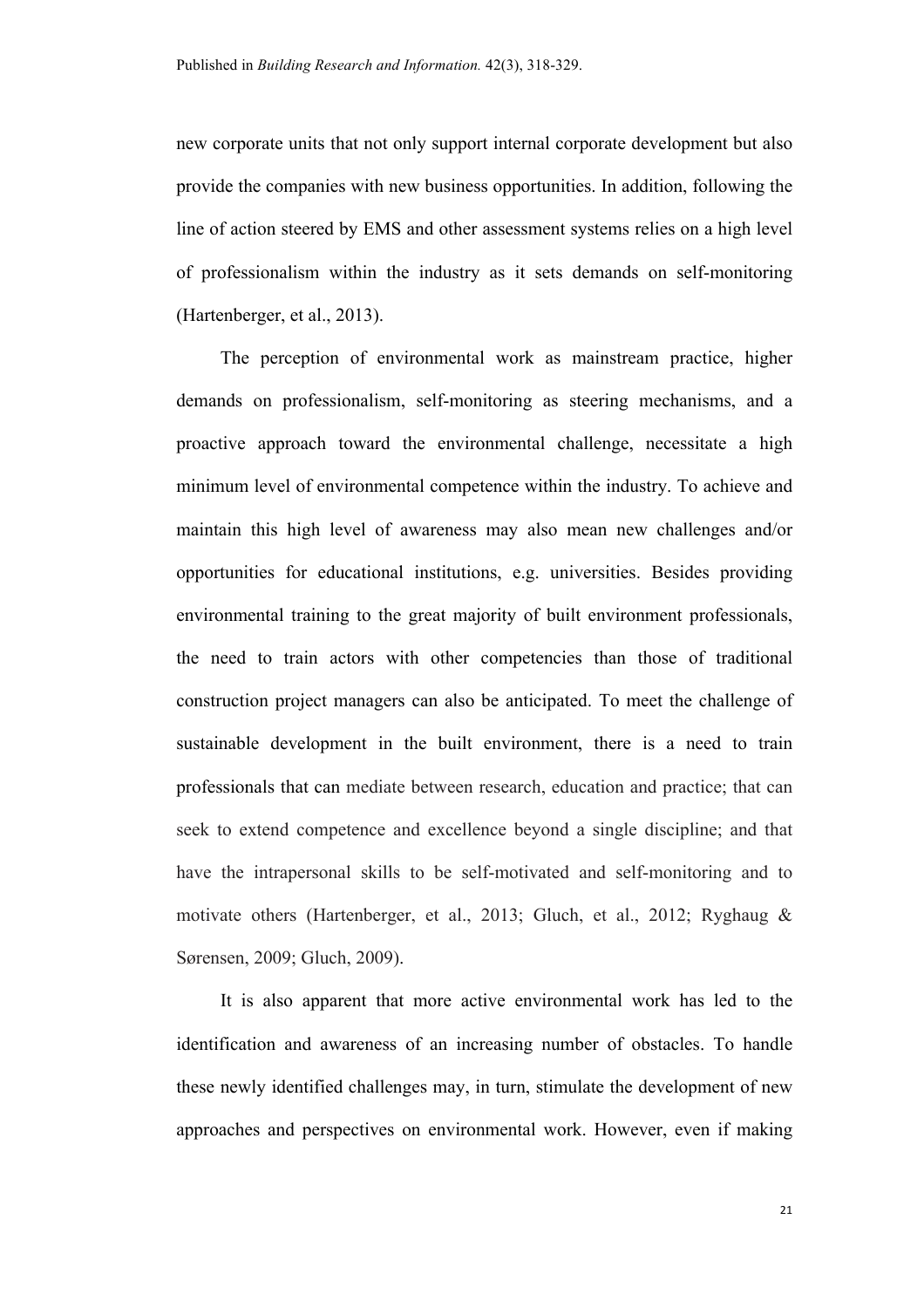new corporate units that not only support internal corporate development but also provide the companies with new business opportunities. In addition, following the line of action steered by EMS and other assessment systems relies on a high level of professionalism within the industry as it sets demands on self-monitoring (Hartenberger, et al., 2013).

The perception of environmental work as mainstream practice, higher demands on professionalism, self-monitoring as steering mechanisms, and a proactive approach toward the environmental challenge, necessitate a high minimum level of environmental competence within the industry. To achieve and maintain this high level of awareness may also mean new challenges and/or opportunities for educational institutions, e.g. universities. Besides providing environmental training to the great majority of built environment professionals, the need to train actors with other competencies than those of traditional construction project managers can also be anticipated. To meet the challenge of sustainable development in the built environment, there is a need to train professionals that can mediate between research, education and practice; that can seek to extend competence and excellence beyond a single discipline; and that have the intrapersonal skills to be self-motivated and self-monitoring and to motivate others (Hartenberger, et al., 2013; Gluch, et al., 2012; Ryghaug & Sørensen, 2009; Gluch, 2009).

It is also apparent that more active environmental work has led to the identification and awareness of an increasing number of obstacles. To handle these newly identified challenges may, in turn, stimulate the development of new approaches and perspectives on environmental work. However, even if making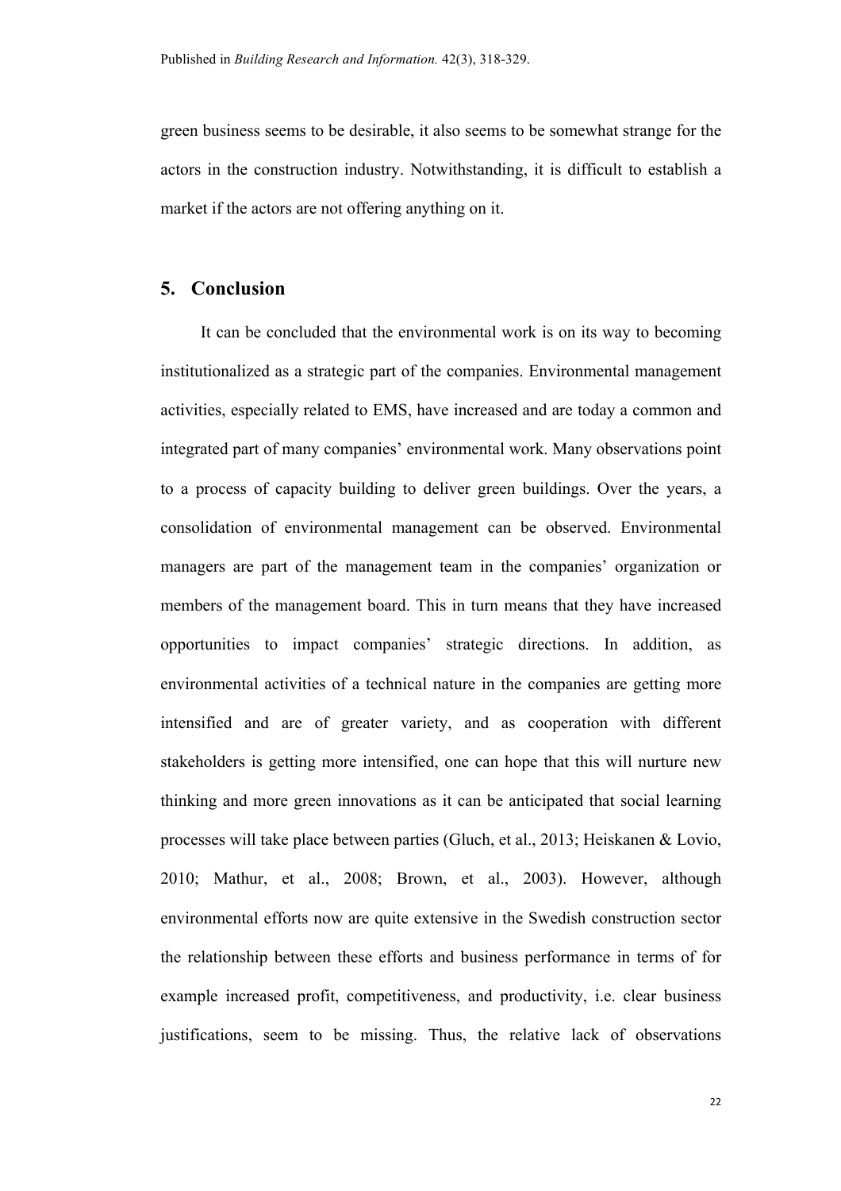green business seems to be desirable, it also seems to be somewhat strange for the actors in the construction industry. Notwithstanding, it is difficult to establish a market if the actors are not offering anything on it.

## 5. Conclusion

It can be concluded that the environmental work is on its way to becoming institutionalized as a strategic part of the companies. Environmental management activities, especially related to EMS, have increased and are today a common and integrated part of many companies' environmental work. Many observations point to a process of capacity building to deliver green buildings. Over the years, a consolidation of environmental management can be observed. Environmental managers are part of the management team in the companies' organization or members of the management board. This in turn means that they have increased opportunities to impact companies' strategic directions. In addition, as environmental activities of a technical nature in the companies are getting more intensified and are of greater variety, and as cooperation with different stakeholders is getting more intensified, one can hope that this will nurture new thinking and more green innovations as it can be anticipated that social learning processes will take place between parties (Gluch, et al., 2013; Heiskanen & Lovio, 2010; Mathur, et al., 2008; Brown, et al., 2003). However, although environmental efforts now are quite extensive in the Swedish construction sector the relationship between these efforts and business performance in terms of for example increased profit, competitiveness, and productivity, i.e. clear business justifications, seem to be missing. Thus, the relative lack of observations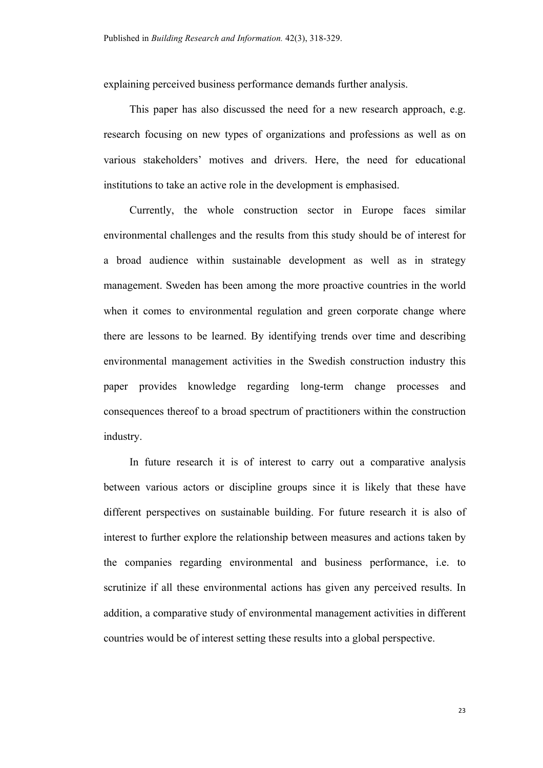explaining perceived business performance demands further analysis.

This paper has also discussed the need for a new research approach, e.g. research focusing on new types of organizations and professions as well as on various stakeholders' motives and drivers. Here, the need for educational institutions to take an active role in the development is emphasised.

Currently, the whole construction sector in Europe faces similar environmental challenges and the results from this study should be of interest for a broad audience within sustainable development as well as in strategy management. Sweden has been among the more proactive countries in the world when it comes to environmental regulation and green corporate change where there are lessons to be learned. By identifying trends over time and describing environmental management activities in the Swedish construction industry this paper provides knowledge regarding long-term change processes and consequences thereof to a broad spectrum of practitioners within the construction industry.

In future research it is of interest to carry out a comparative analysis between various actors or discipline groups since it is likely that these have different perspectives on sustainable building. For future research it is also of interest to further explore the relationship between measures and actions taken by the companies regarding environmental and business performance, i.e. to scrutinize if all these environmental actions has given any perceived results. In addition, a comparative study of environmental management activities in different countries would be of interest setting these results into a global perspective.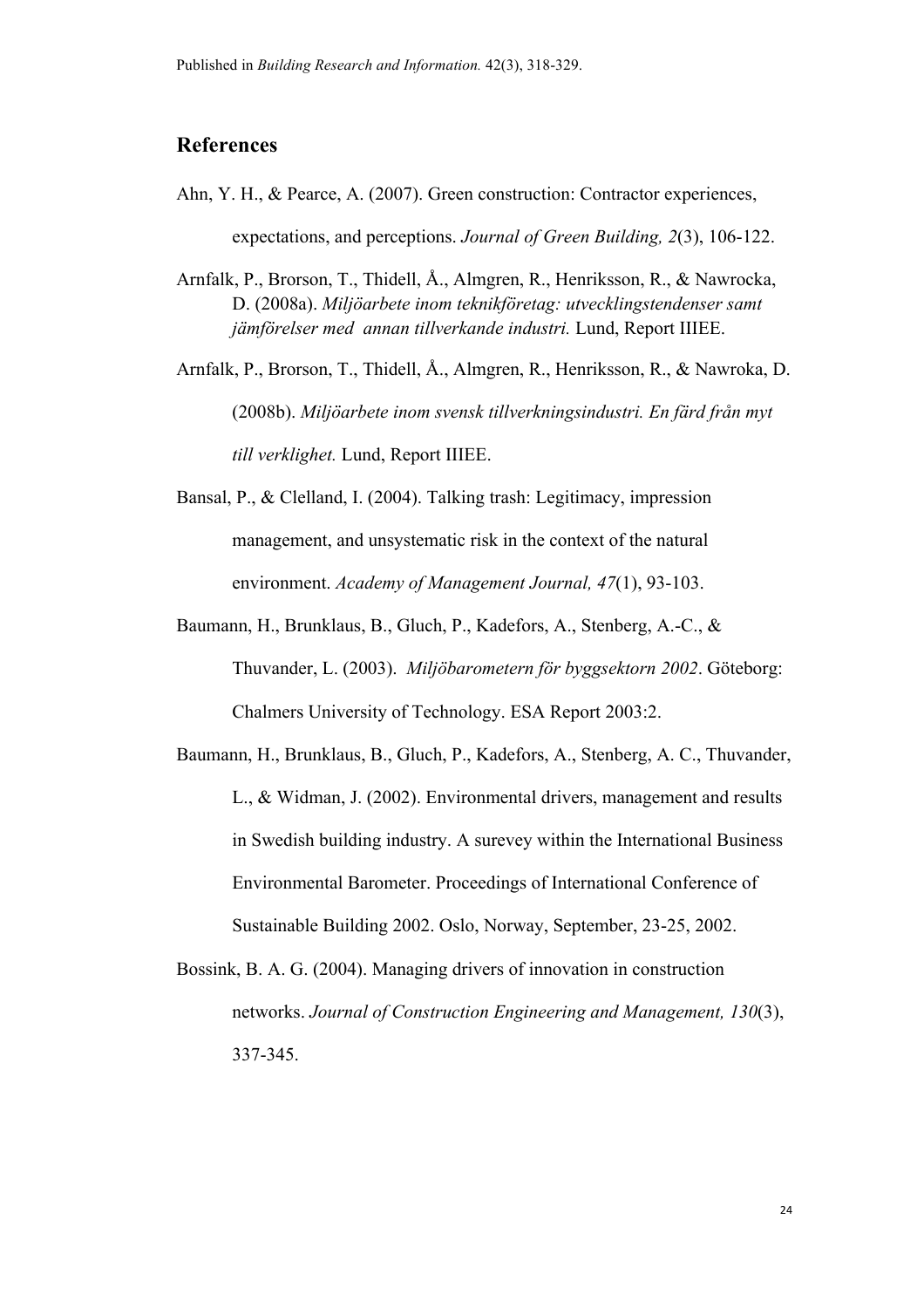## References

Ahn, Y. H., & Pearce, A. (2007). Green construction: Contractor experiences, expectations, and perceptions. *Journal of Green Building, 2*(3), 106-122.

Arnfalk, P., Brorson, T., Thidell, Å., Almgren, R., Henriksson, R., & Nawrocka, D. (2008a). *Miljöarbete inom teknikföretag: utvecklingstendenser samt jämförelser med annan tillverkande industri.* Lund, Report IIIEE.

Arnfalk, P., Brorson, T., Thidell, Å., Almgren, R., Henriksson, R., & Nawroka, D. (2008b). *Miljöarbete inom svensk tillverkningsindustri. En färd från myt till verklighet.* Lund, Report IIIEE.

Bansal, P., & Clelland, I. (2004). Talking trash: Legitimacy, impression management, and unsystematic risk in the context of the natural environment. *Academy of Management Journal, 47*(1), 93-103.

Baumann, H., Brunklaus, B., Gluch, P., Kadefors, A., Stenberg, A.-C., & Thuvander, L. (2003). *Miljöbarometern för byggsektorn 2002*. Göteborg: Chalmers University of Technology. ESA Report 2003:2.

Baumann, H., Brunklaus, B., Gluch, P., Kadefors, A., Stenberg, A. C., Thuvander, L., & Widman, J. (2002). Environmental drivers, management and results in Swedish building industry. A surevey within the International Business Environmental Barometer. Proceedings of International Conference of Sustainable Building 2002. Oslo, Norway, September, 23-25, 2002.

Bossink, B. A. G. (2004). Managing drivers of innovation in construction networks. *Journal of Construction Engineering and Management, 130*(3), 337-345.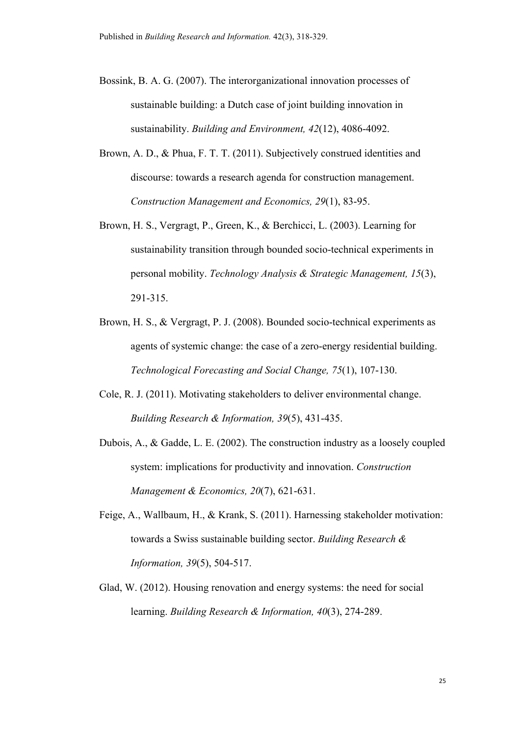Bossink, B. A. G. (2007). The interorganizational innovation processes of sustainable building: a Dutch case of joint building innovation in sustainability. *Building and Environment, 42*(12), 4086-4092.

Brown, A. D., & Phua, F. T. T. (2011). Subjectively construed identities and discourse: towards a research agenda for construction management. *Construction Management and Economics, 29*(1), 83-95.

Brown, H. S., Vergragt, P., Green, K., & Berchicci, L. (2003). Learning for sustainability transition through bounded socio-technical experiments in personal mobility. *Technology Analysis & Strategic Management, 15*(3), 291-315.

Brown, H. S., & Vergragt, P. J. (2008). Bounded socio-technical experiments as agents of systemic change: the case of a zero-energy residential building. *Technological Forecasting and Social Change, 75*(1), 107-130.

Cole, R. J. (2011). Motivating stakeholders to deliver environmental change. *Building Research & Information, 39*(5), 431-435.

Dubois, A., & Gadde, L. E. (2002). The construction industry as a loosely coupled system: implications for productivity and innovation. *Construction Management & Economics, 20*(7), 621-631.

Feige, A., Wallbaum, H., & Krank, S. (2011). Harnessing stakeholder motivation: towards a Swiss sustainable building sector. *Building Research & Information, 39*(5), 504-517.

Glad, W. (2012). Housing renovation and energy systems: the need for social learning. *Building Research & Information, 40*(3), 274-289.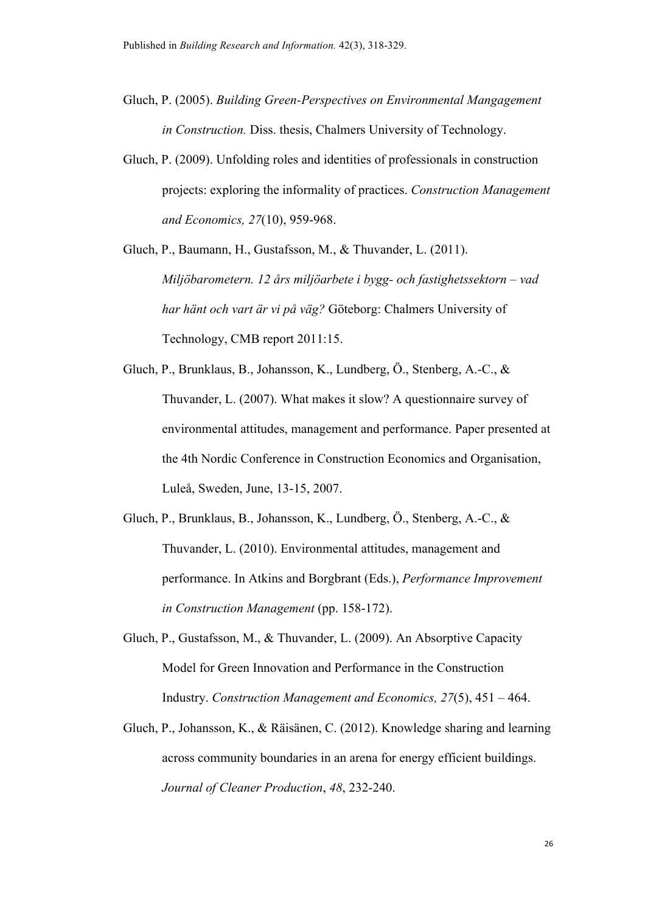Gluch, P. (2005). *Building Green-Perspectives on Environmental Mangagement in Construction.* Diss. thesis, Chalmers University of Technology.

Gluch, P. (2009). Unfolding roles and identities of professionals in construction projects: exploring the informality of practices. *Construction Management and Economics, 27*(10), 959-968.

Gluch, P., Baumann, H., Gustafsson, M., & Thuvander, L. (2011). *Miljöbarometern. 12 års miljöarbete i bygg- och fastighetssektorn – vad har hänt och vart är vi på väg?* Göteborg: Chalmers University of Technology, CMB report 2011:15.

Gluch, P., Brunklaus, B., Johansson, K., Lundberg, Ö., Stenberg, A.-C., & Thuvander, L. (2007). What makes it slow? A questionnaire survey of environmental attitudes, management and performance. Paper presented at the 4th Nordic Conference in Construction Economics and Organisation, Luleå, Sweden, June, 13-15, 2007.

Gluch, P., Brunklaus, B., Johansson, K., Lundberg, Ö., Stenberg, A.-C., & Thuvander, L. (2010). Environmental attitudes, management and performance. In Atkins and Borgbrant (Eds.), *Performance Improvement in Construction Management* (pp. 158-172).

Gluch, P., Gustafsson, M., & Thuvander, L. (2009). An Absorptive Capacity Model for Green Innovation and Performance in the Construction Industry. *Construction Management and Economics, 27*(5), 451 – 464.

Gluch, P., Johansson, K., & Räisänen, C. (2012). Knowledge sharing and learning across community boundaries in an arena for energy efficient buildings. *Journal of Cleaner Production*, *48*, 232-240.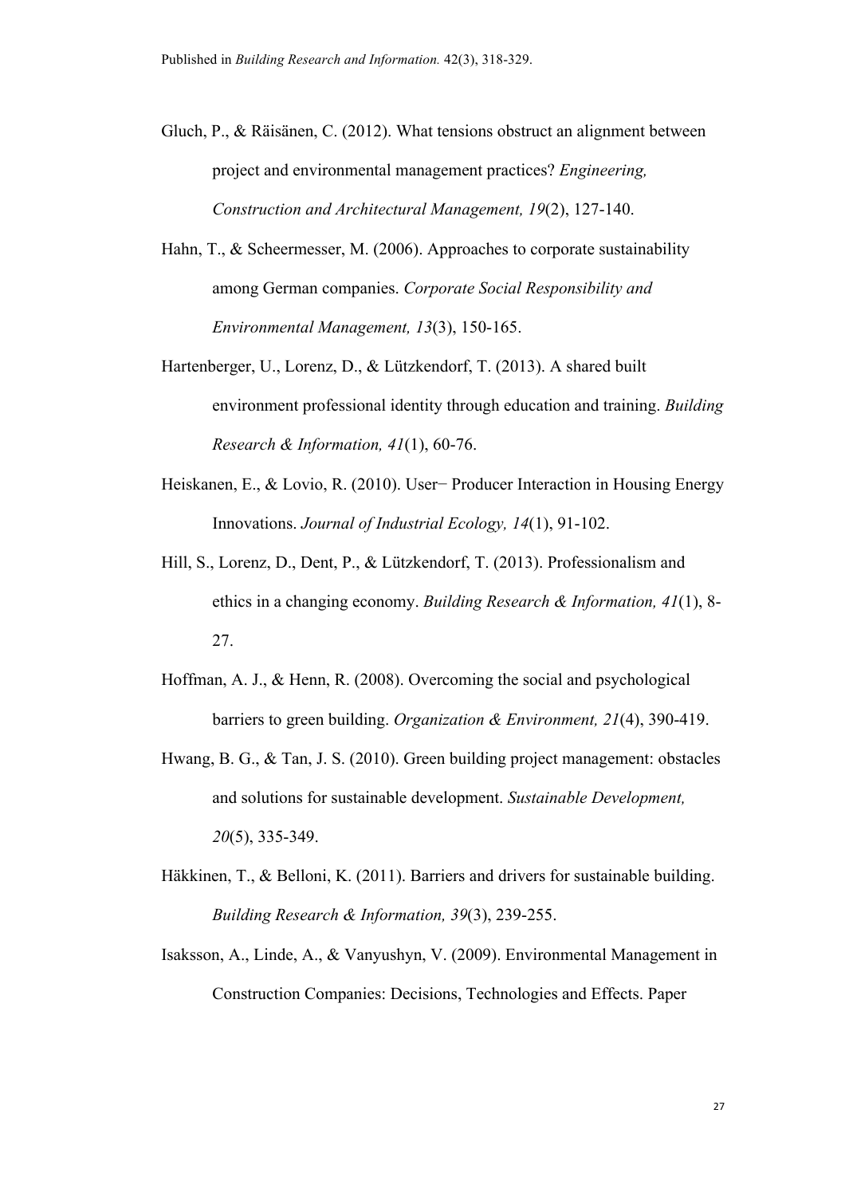Gluch, P., & Räisänen, C. (2012). What tensions obstruct an alignment between project and environmental management practices? *Engineering, Construction and Architectural Management, 19*(2), 127-140.

Hahn, T., & Scheermesser, M. (2006). Approaches to corporate sustainability among German companies. *Corporate Social Responsibility and Environmental Management, 13*(3), 150-165.

Hartenberger, U., Lorenz, D., & Lützkendorf, T. (2013). A shared built environment professional identity through education and training. *Building Research & Information, 41*(1), 60-76.

Heiskanen, E., & Lovio, R. (2010). User− Producer Interaction in Housing Energy Innovations. *Journal of Industrial Ecology, 14*(1), 91-102.

Hill, S., Lorenz, D., Dent, P., & Lützkendorf, T. (2013). Professionalism and ethics in a changing economy. *Building Research & Information, 41*(1), 8-27.

Hoffman, A. J., & Henn, R. (2008). Overcoming the social and psychological barriers to green building. *Organization & Environment, 21*(4), 390-419.

Hwang, B. G., & Tan, J. S. (2010). Green building project management: obstacles and solutions for sustainable development. *Sustainable Development, 20*(5), 335-349.

Häkkinen, T., & Belloni, K. (2011). Barriers and drivers for sustainable building. *Building Research & Information, 39*(3), 239-255.

Isaksson, A., Linde, A., & Vanyushyn, V. (2009). Environmental Management in Construction Companies: Decisions, Technologies and Effects. Paper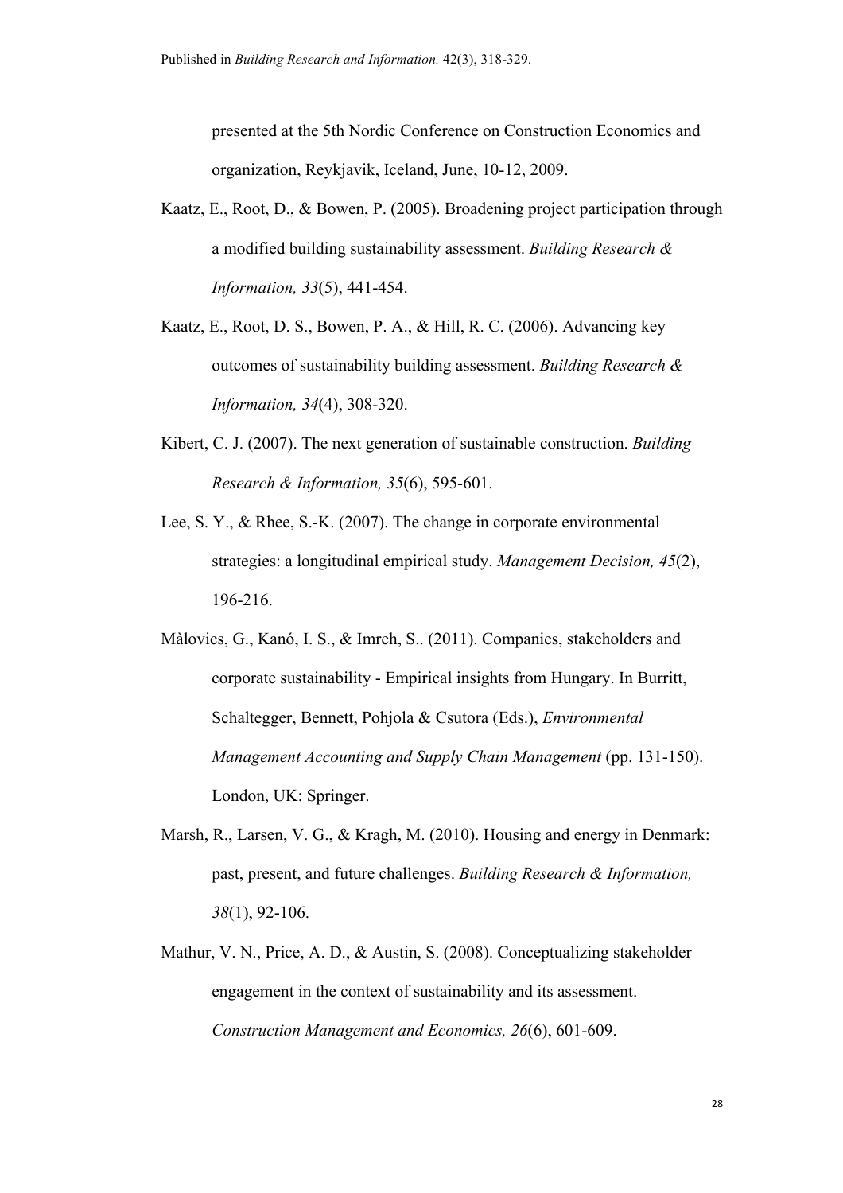presented at the 5th Nordic Conference on Construction Economics and organization, Reykjavik, Iceland, June, 10-12, 2009.

Kaatz, E., Root, D., & Bowen, P. (2005). Broadening project participation through a modified building sustainability assessment. *Building Research & Information, 33*(5), 441-454.

Kaatz, E., Root, D. S., Bowen, P. A., & Hill, R. C. (2006). Advancing key outcomes of sustainability building assessment. *Building Research & Information, 34*(4), 308-320.

Kibert, C. J. (2007). The next generation of sustainable construction. *Building Research & Information, 35*(6), 595-601.

Lee, S. Y., & Rhee, S.-K. (2007). The change in corporate environmental strategies: a longitudinal empirical study. *Management Decision, 45*(2), 196-216.

Màlovics, G., Kanó, I. S., & Imreh, S.. (2011). Companies, stakeholders and corporate sustainability - Empirical insights from Hungary. In Burritt, Schaltegger, Bennett, Pohjola & Csutora (Eds.), *Environmental Management Accounting and Supply Chain Management* (pp. 131-150). London, UK: Springer.

Marsh, R., Larsen, V. G., & Kragh, M. (2010). Housing and energy in Denmark: past, present, and future challenges. *Building Research & Information, 38*(1), 92-106.

Mathur, V. N., Price, A. D., & Austin, S. (2008). Conceptualizing stakeholder engagement in the context of sustainability and its assessment. *Construction Management and Economics, 26*(6), 601-609.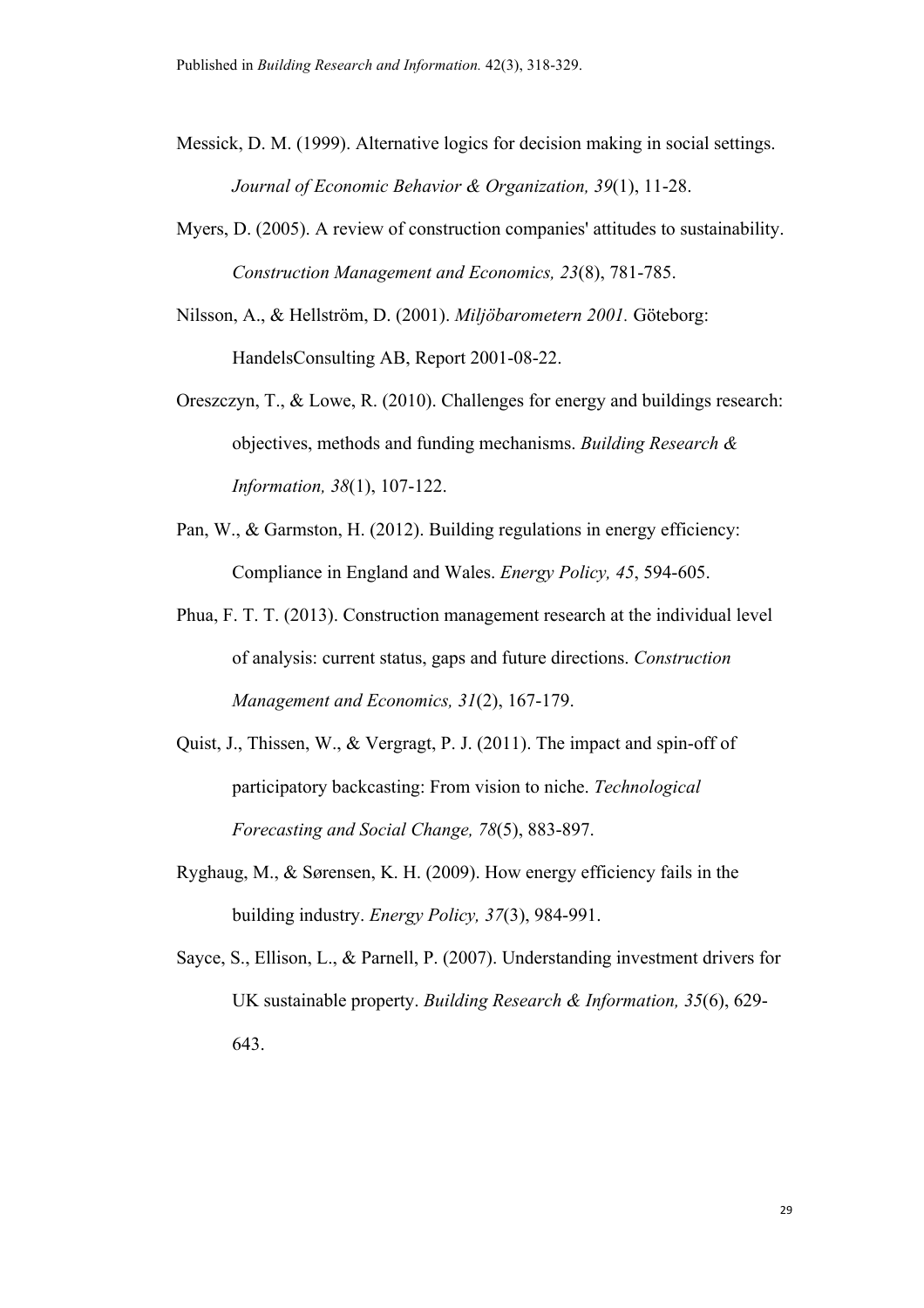Messick, D. M. (1999). Alternative logics for decision making in social settings. *Journal of Economic Behavior & Organization, 39*(1), 11-28.

Myers, D. (2005). A review of construction companies' attitudes to sustainability. *Construction Management and Economics, 23*(8), 781-785.

Nilsson, A., & Hellström, D. (2001). *Miljöbarometern 2001.* Göteborg: HandelsConsulting AB, Report 2001-08-22.

Oreszczyn, T., & Lowe, R. (2010). Challenges for energy and buildings research: objectives, methods and funding mechanisms. *Building Research & Information, 38*(1), 107-122.

Pan, W., & Garmston, H. (2012). Building regulations in energy efficiency: Compliance in England and Wales. *Energy Policy, 45*, 594-605.

Phua, F. T. T. (2013). Construction management research at the individual level of analysis: current status, gaps and future directions. *Construction Management and Economics, 31*(2), 167-179.

Quist, J., Thissen, W., & Vergragt, P. J. (2011). The impact and spin-off of participatory backcasting: From vision to niche. *Technological Forecasting and Social Change, 78*(5), 883-897.

Ryghaug, M., & Sørensen, K. H. (2009). How energy efficiency fails in the building industry. *Energy Policy, 37*(3), 984-991.

Sayce, S., Ellison, L., & Parnell, P. (2007). Understanding investment drivers for UK sustainable property. *Building Research & Information, 35*(6), 629-643.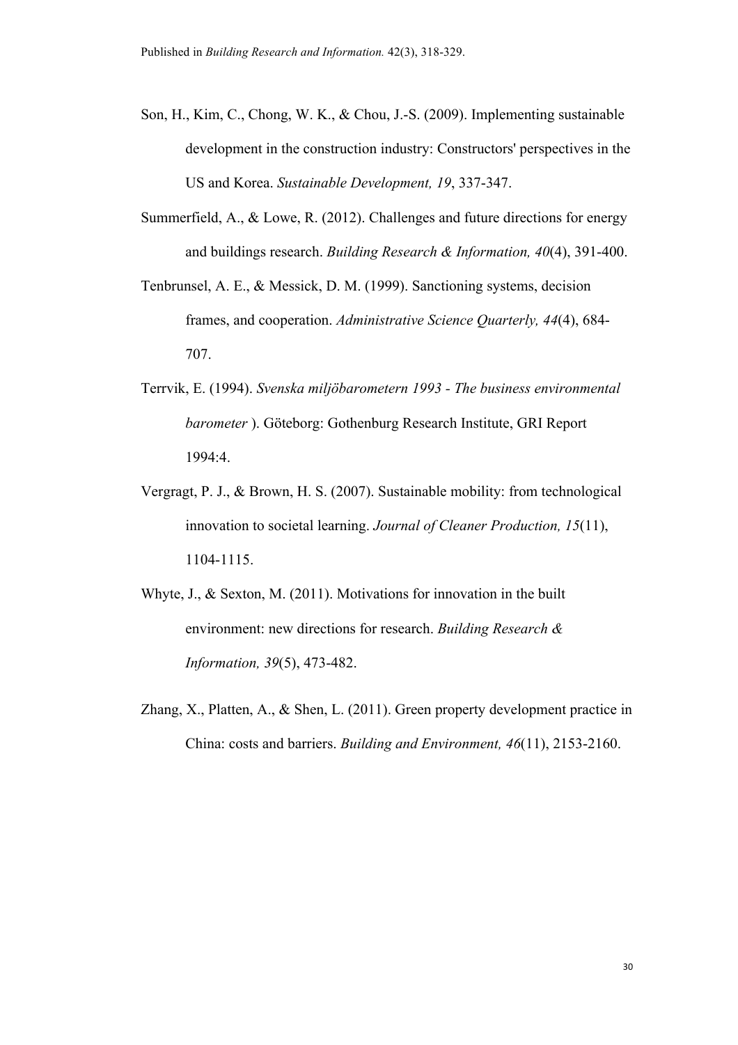Son, H., Kim, C., Chong, W. K., & Chou, J.-S. (2009). Implementing sustainable development in the construction industry: Constructors' perspectives in the US and Korea. *Sustainable Development, 19*, 337-347.

Summerfield, A., & Lowe, R. (2012). Challenges and future directions for energy and buildings research. *Building Research & Information, 40*(4), 391-400.

Tenbrunsel, A. E., & Messick, D. M. (1999). Sanctioning systems, decision frames, and cooperation. *Administrative Science Quarterly, 44*(4), 684-707.

Terrvik, E. (1994). *Svenska miljöbarometern 1993 - The business environmental barometer* ). Göteborg: Gothenburg Research Institute, GRI Report 1994:4.

Vergragt, P. J., & Brown, H. S. (2007). Sustainable mobility: from technological innovation to societal learning. *Journal of Cleaner Production, 15*(11), 1104-1115.

Whyte, J., & Sexton, M. (2011). Motivations for innovation in the built environment: new directions for research. *Building Research & Information, 39*(5), 473-482.

Zhang, X., Platten, A., & Shen, L. (2011). Green property development practice in China: costs and barriers. *Building and Environment, 46*(11), 2153-2160.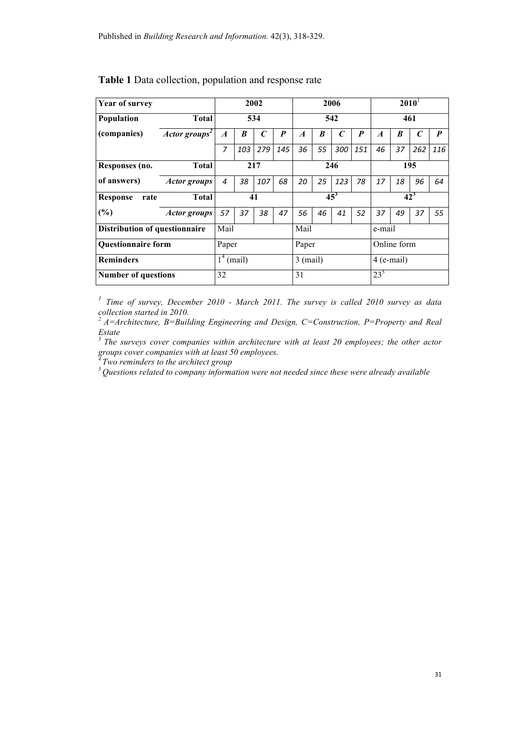**Table 1** Data collection, population and response rate

| Year of survey | | 2002 | | | | 2006 | | | | 2010[1] | | | |
|---|---|---|---|---|---|---|---|---|---|---|---|---|---|
| **Population (companies)** | **Total** | 534 | | | | 542 | | | | 461 | | | |
| | *Actor groups*[2] | *A* | *B* | *C* | *P* | *A* | *B* | *C* | *P* | *A* | *B* | *C* | *P* |
| | | 7 | 103 | 279 | 145 | 36 | 55 | 300 | 151 | 46 | 37 | 262 | 116 |
| **Responses (no. of answers)** | **Total** | 217 | | | | 246 | | | | 195 | | | |
| | *Actor groups* | 4 | 38 | 107 | 68 | 20 | 25 | 123 | 78 | 17 | 18 | 96 | 64 |
| **Response rate (%)** | **Total** | 41 | | | | 45[3] | | | | 42[3] | | | |
| | *Actor groups* | 57 | 37 | 38 | 47 | 56 | 46 | 41 | 52 | 37 | 49 | 37 | 55 |
| **Distribution of questionnaire** | | Mail | | | | Mail | | | | e-mail | | | |
| **Questionnaire form** | | Paper | | | | Paper | | | | Online form | | | |
| **Reminders** | | 1[4] (mail) | | | | 3 (mail) | | | | 4 (e-mail) | | | |
| **Number of questions** | | 32 | | | | 31 | | | | 23[5] | | | |

[1] *Time of survey, December 2010 - March 2011. The survey is called 2010 survey as data collection started in 2010.*

[2] *A=Architecture, B=Building Engineering and Design, C=Construction, P=Property and Real Estate*

[3] *The surveys cover companies within architecture with at least 20 employees; the other actor groups cover companies with at least 50 employees.*

[4] *Two reminders to the architect group*

[5] *Questions related to company information were not needed since these were already available*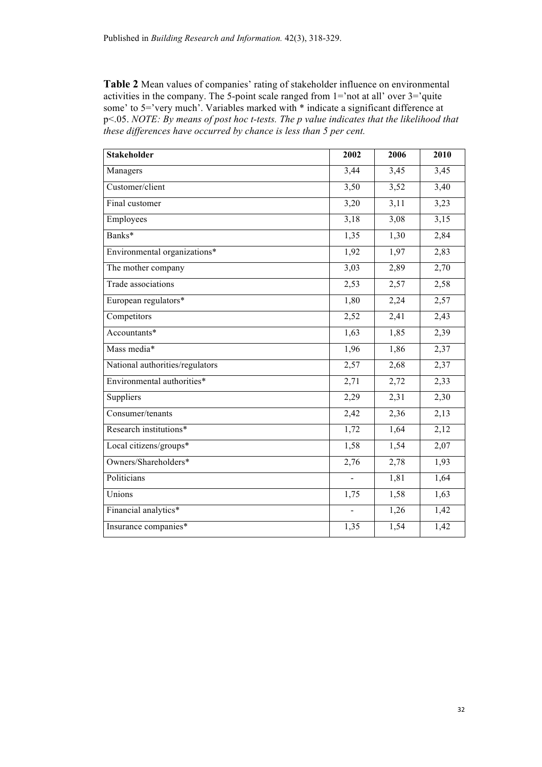**Table 2** Mean values of companies' rating of stakeholder influence on environmental activities in the company. The 5-point scale ranged from 1='not at all' over 3='quite some' to 5='very much'. Variables marked with * indicate a significant difference at $p<.05$. *NOTE: By means of post hoc t-tests. The p value indicates that the likelihood that these differences have occurred by chance is less than 5 per cent.*

| **Stakeholder** | **2002** | **2006** | **2010** |
|---|---|---|---|
| Managers | 3,44 | 3,45 | 3,45 |
| Customer/client | 3,50 | 3,52 | 3,40 |
| Final customer | 3,20 | 3,11 | 3,23 |
| Employees | 3,18 | 3,08 | 3,15 |
| Banks* | 1,35 | 1,30 | 2,84 |
| Environmental organizations* | 1,92 | 1,97 | 2,83 |
| The mother company | 3,03 | 2,89 | 2,70 |
| Trade associations | 2,53 | 2,57 | 2,58 |
| European regulators* | 1,80 | 2,24 | 2,57 |
| Competitors | 2,52 | 2,41 | 2,43 |
| Accountants* | 1,63 | 1,85 | 2,39 |
| Mass media* | 1,96 | 1,86 | 2,37 |
| National authorities/regulators | 2,57 | 2,68 | 2,37 |
| Environmental authorities* | 2,71 | 2,72 | 2,33 |
| Suppliers | 2,29 | 2,31 | 2,30 |
| Consumer/tenants | 2,42 | 2,36 | 2,13 |
| Research institutions* | 1,72 | 1,64 | 2,12 |
| Local citizens/groups* | 1,58 | 1,54 | 2,07 |
| Owners/Shareholders* | 2,76 | 2,78 | 1,93 |
| Politicians | - | 1,81 | 1,64 |
| Unions | 1,75 | 1,58 | 1,63 |
| Financial analytics* | - | 1,26 | 1,42 |
| Insurance companies* | 1,35 | 1,54 | 1,42 |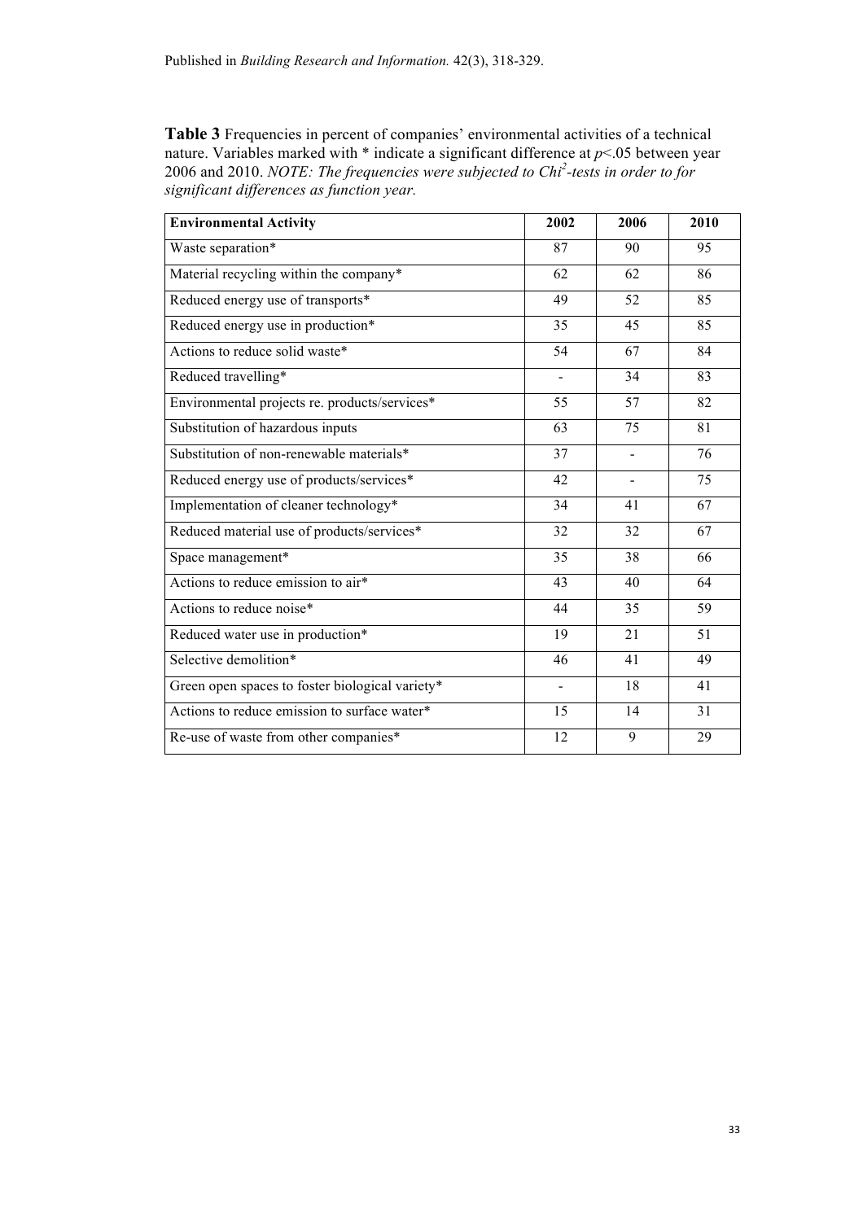**Table 3** Frequencies in percent of companies' environmental activities of a technical nature. Variables marked with * indicate a significant difference at $p<.05$ between year 2006 and 2010. *NOTE: The frequencies were subjected to $Chi^2$-tests in order to for significant differences as function year.*

| Environmental Activity | 2002 | 2006 | 2010 |
|---|---|---|---|
| Waste separation* | 87 | 90 | 95 |
| Material recycling within the company* | 62 | 62 | 86 |
| Reduced energy use of transports* | 49 | 52 | 85 |
| Reduced energy use in production* | 35 | 45 | 85 |
| Actions to reduce solid waste* | 54 | 67 | 84 |
| Reduced travelling* | - | 34 | 83 |
| Environmental projects re. products/services* | 55 | 57 | 82 |
| Substitution of hazardous inputs | 63 | 75 | 81 |
| Substitution of non-renewable materials* | 37 | - | 76 |
| Reduced energy use of products/services* | 42 | - | 75 |
| Implementation of cleaner technology* | 34 | 41 | 67 |
| Reduced material use of products/services* | 32 | 32 | 67 |
| Space management* | 35 | 38 | 66 |
| Actions to reduce emission to air* | 43 | 40 | 64 |
| Actions to reduce noise* | 44 | 35 | 59 |
| Reduced water use in production* | 19 | 21 | 51 |
| Selective demolition* | 46 | 41 | 49 |
| Green open spaces to foster biological variety* | - | 18 | 41 |
| Actions to reduce emission to surface water* | 15 | 14 | 31 |
| Re-use of waste from other companies* | 12 | 9 | 29 |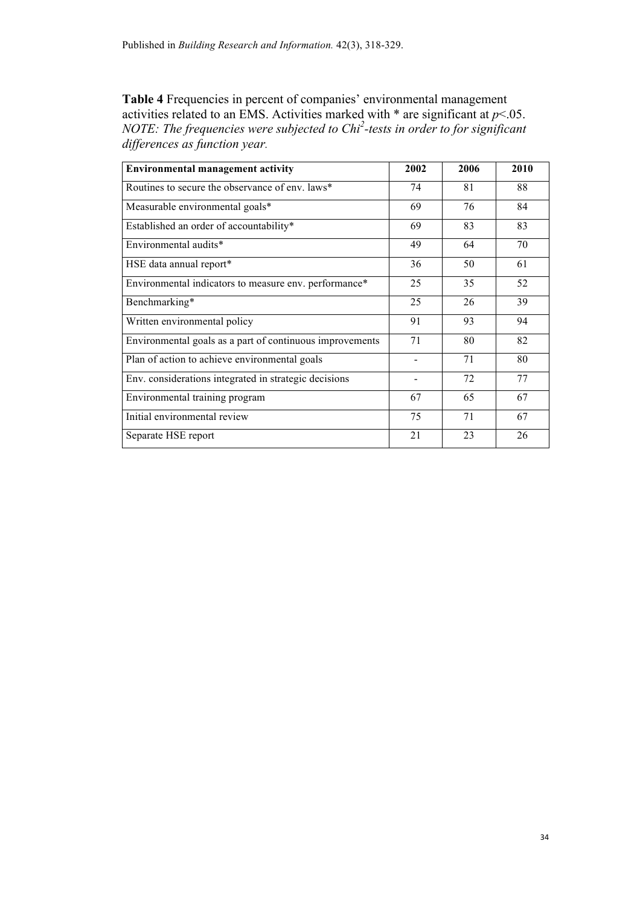**Table 4** Frequencies in percent of companies' environmental management activities related to an EMS. Activities marked with * are significant at $p<.05$. *NOTE: The frequencies were subjected to $Chi^2$-tests in order to for significant differences as function year.*

| Environmental management activity | 2002 | 2006 | 2010 |
|---|---|---|---|
| Routines to secure the observance of env. laws* | 74 | 81 | 88 |
| Measurable environmental goals* | 69 | 76 | 84 |
| Established an order of accountability* | 69 | 83 | 83 |
| Environmental audits* | 49 | 64 | 70 |
| HSE data annual report* | 36 | 50 | 61 |
| Environmental indicators to measure env. performance* | 25 | 35 | 52 |
| Benchmarking* | 25 | 26 | 39 |
| Written environmental policy | 91 | 93 | 94 |
| Environmental goals as a part of continuous improvements | 71 | 80 | 82 |
| Plan of action to achieve environmental goals | - | 71 | 80 |
| Env. considerations integrated in strategic decisions | - | 72 | 77 |
| Environmental training program | 67 | 65 | 67 |
| Initial environmental review | 75 | 71 | 67 |
| Separate HSE report | 21 | 23 | 26 |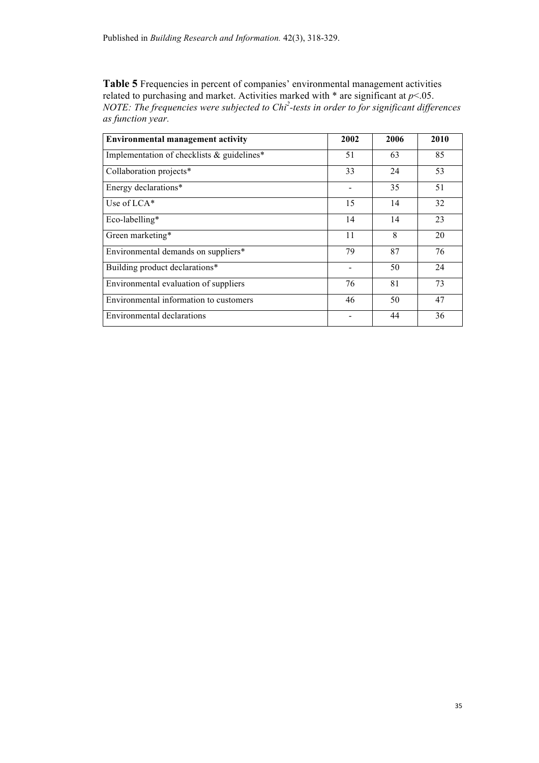**Table 5** Frequencies in percent of companies' environmental management activities related to purchasing and market. Activities marked with * are significant at $p<.05$. *NOTE: The frequencies were subjected to $Chi^2$-tests in order to for significant differences as function year.*

| Environmental management activity | 2002 | 2006 | 2010 |
|---|---|---|---|
| Implementation of checklists & guidelines* | 51 | 63 | 85 |
| Collaboration projects* | 33 | 24 | 53 |
| Energy declarations* | - | 35 | 51 |
| Use of LCA* | 15 | 14 | 32 |
| Eco-labelling* | 14 | 14 | 23 |
| Green marketing* | 11 | 8 | 20 |
| Environmental demands on suppliers* | 79 | 87 | 76 |
| Building product declarations* | - | 50 | 24 |
| Environmental evaluation of suppliers | 76 | 81 | 73 |
| Environmental information to customers | 46 | 50 | 47 |
| Environmental declarations | - | 44 | 36 |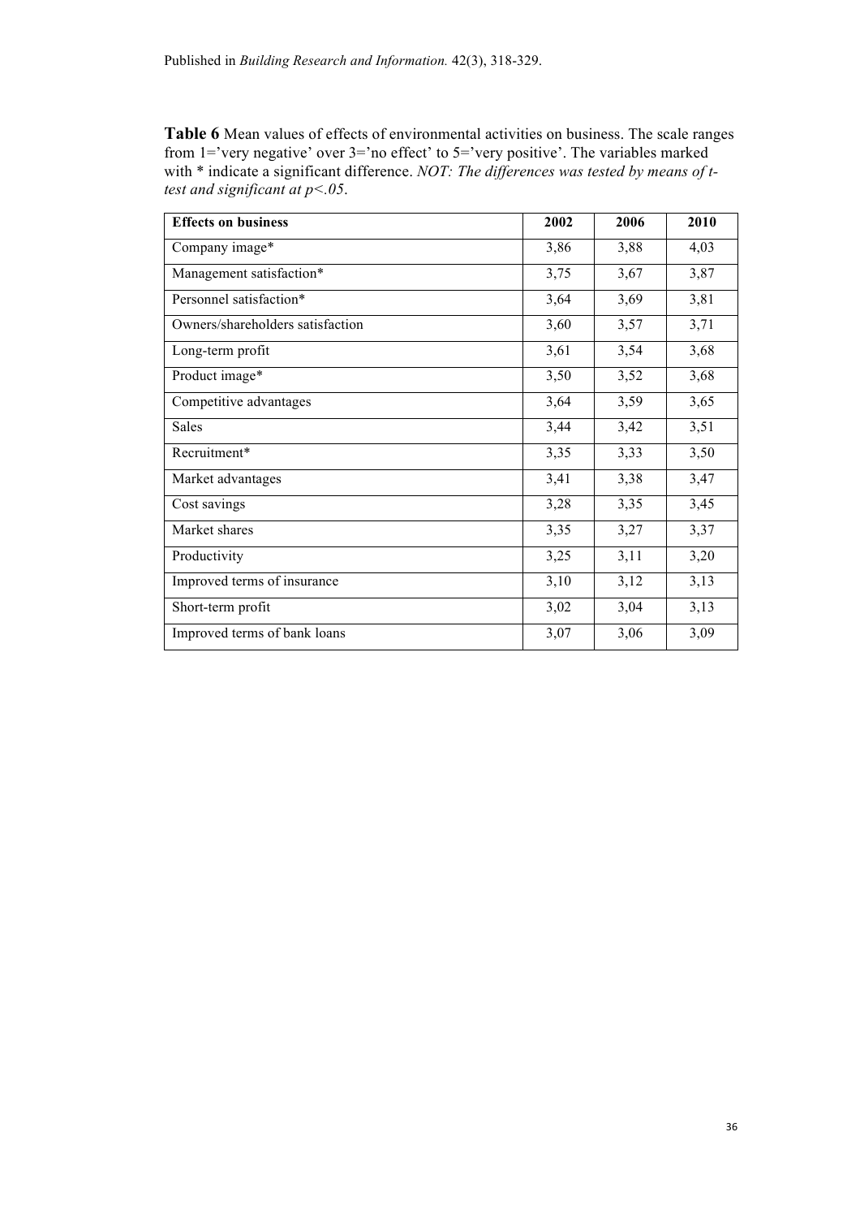**Table 6** Mean values of effects of environmental activities on business. The scale ranges from 1='very negative' over 3='no effect' to 5='very positive'. The variables marked with * indicate a significant difference. *NOT: The differences was tested by means of t-test and significant at p<.05*.

| **Effects on business** | **2002** | **2006** | **2010** |
|---|---|---|---|
| Company image* | 3,86 | 3,88 | 4,03 |
| Management satisfaction* | 3,75 | 3,67 | 3,87 |
| Personnel satisfaction* | 3,64 | 3,69 | 3,81 |
| Owners/shareholders satisfaction | 3,60 | 3,57 | 3,71 |
| Long-term profit | 3,61 | 3,54 | 3,68 |
| Product image* | 3,50 | 3,52 | 3,68 |
| Competitive advantages | 3,64 | 3,59 | 3,65 |
| Sales | 3,44 | 3,42 | 3,51 |
| Recruitment* | 3,35 | 3,33 | 3,50 |
| Market advantages | 3,41 | 3,38 | 3,47 |
| Cost savings | 3,28 | 3,35 | 3,45 |
| Market shares | 3,35 | 3,27 | 3,37 |
| Productivity | 3,25 | 3,11 | 3,20 |
| Improved terms of insurance | 3,10 | 3,12 | 3,13 |
| Short-term profit | 3,02 | 3,04 | 3,13 |
| Improved terms of bank loans | 3,07 | 3,06 | 3,09 |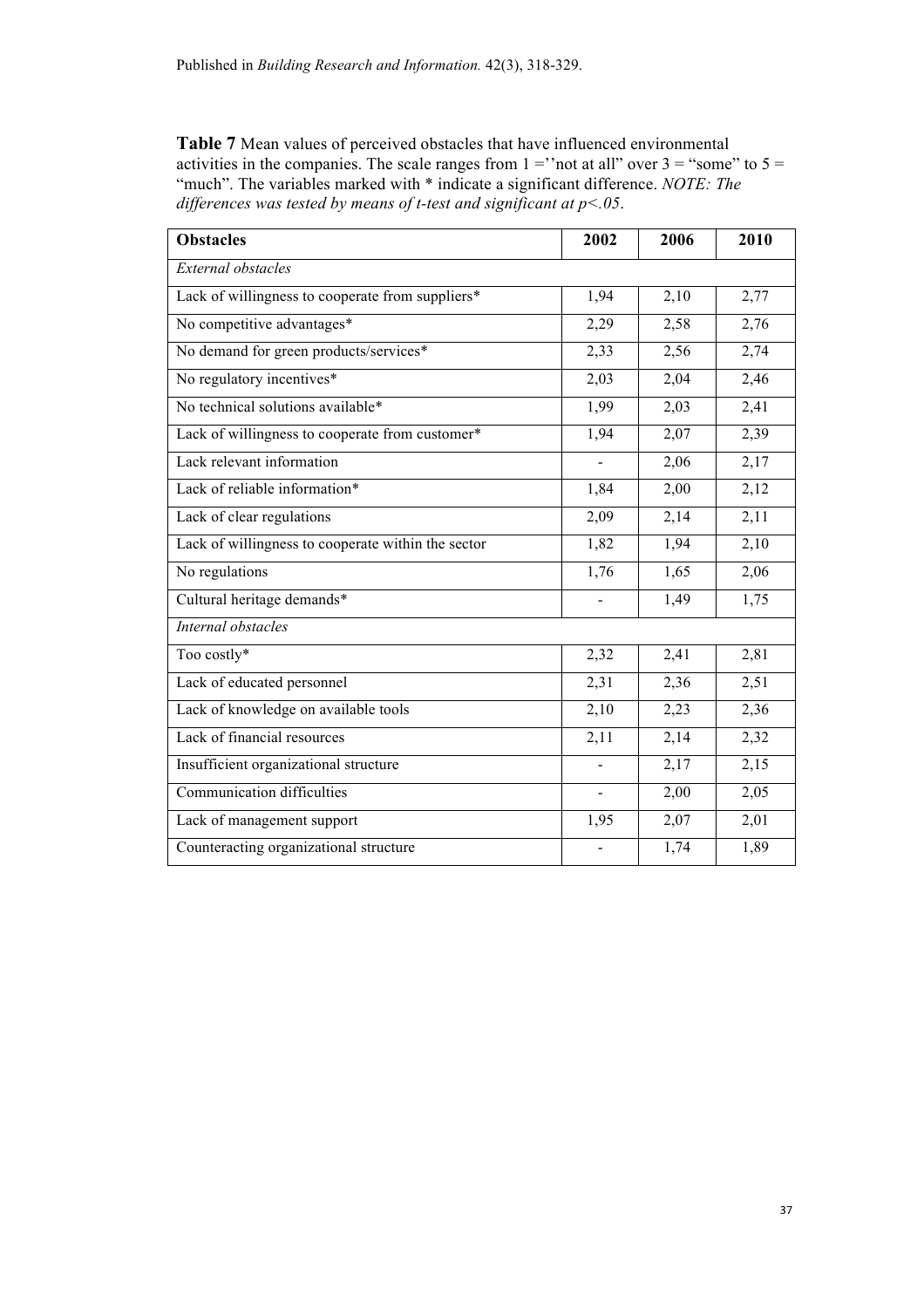**Table 7** Mean values of perceived obstacles that have influenced environmental activities in the companies. The scale ranges from 1 =''not at all" over 3 = "some" to 5 = "much". The variables marked with * indicate a significant difference. *NOTE: The differences was tested by means of t-test and significant at p<.05*.

| Obstacles | 2002 | 2006 | 2010 |
|---|---|---|---|
| *External obstacles* | | | |
| Lack of willingness to cooperate from suppliers* | 1,94 | 2,10 | 2,77 |
| No competitive advantages* | 2,29 | 2,58 | 2,76 |
| No demand for green products/services* | 2,33 | 2,56 | 2,74 |
| No regulatory incentives* | 2,03 | 2,04 | 2,46 |
| No technical solutions available* | 1,99 | 2,03 | 2,41 |
| Lack of willingness to cooperate from customer* | 1,94 | 2,07 | 2,39 |
| Lack relevant information | - | 2,06 | 2,17 |
| Lack of reliable information* | 1,84 | 2,00 | 2,12 |
| Lack of clear regulations | 2,09 | 2,14 | 2,11 |
| Lack of willingness to cooperate within the sector | 1,82 | 1,94 | 2,10 |
| No regulations | 1,76 | 1,65 | 2,06 |
| Cultural heritage demands* | - | 1,49 | 1,75 |
| *Internal obstacles* | | | |
| Too costly* | 2,32 | 2,41 | 2,81 |
| Lack of educated personnel | 2,31 | 2,36 | 2,51 |
| Lack of knowledge on available tools | 2,10 | 2,23 | 2,36 |
| Lack of financial resources | 2,11 | 2,14 | 2,32 |
| Insufficient organizational structure | - | 2,17 | 2,15 |
| Communication difficulties | - | 2,00 | 2,05 |
| Lack of management support | 1,95 | 2,07 | 2,01 |
| Counteracting organizational structure | - | 1,74 | 1,89 |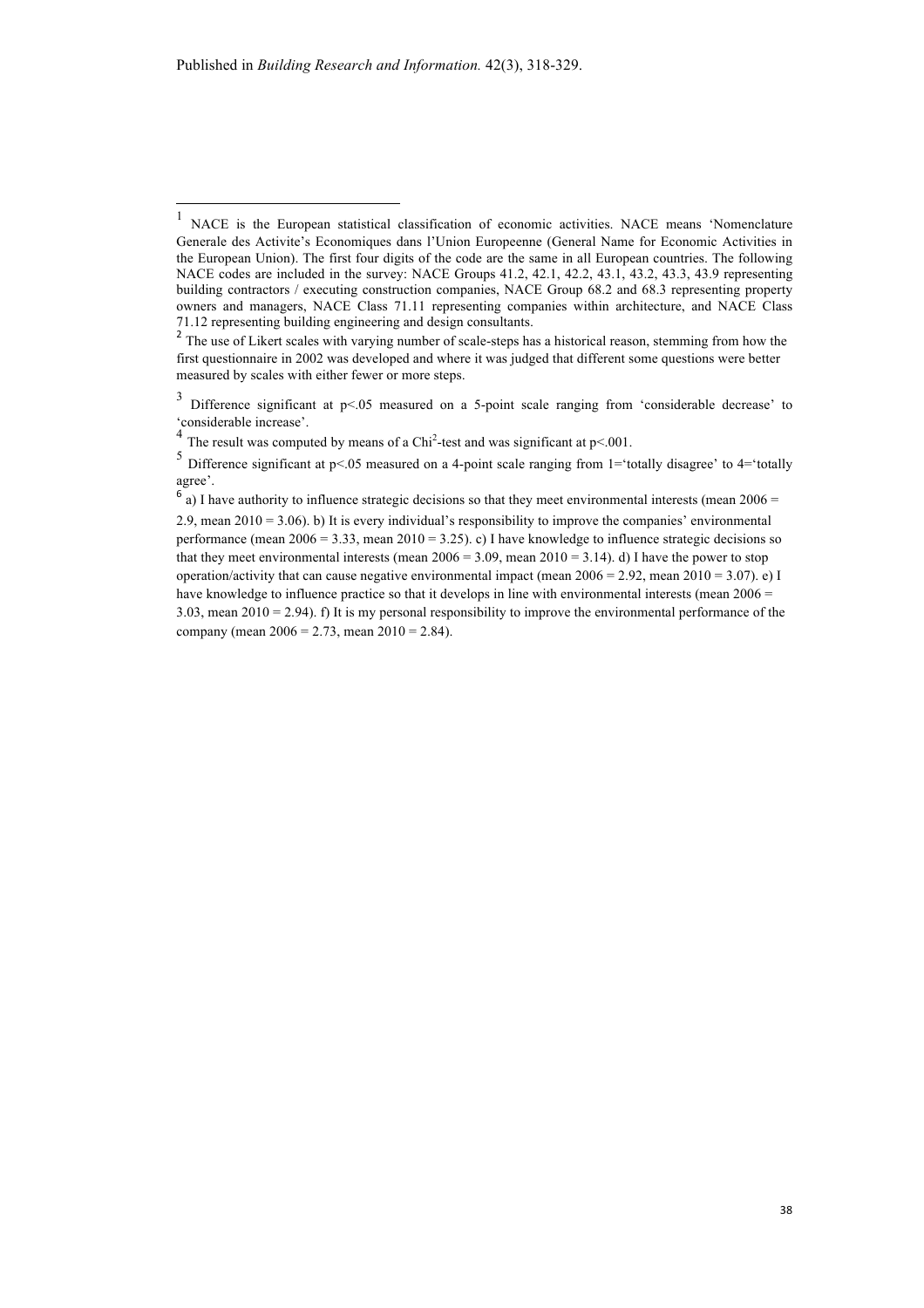[1] NACE is the European statistical classification of economic activities. NACE means 'Nomenclature Generale des Activite's Economiques dans l'Union Europeenne (General Name for Economic Activities in the European Union). The first four digits of the code are the same in all European countries. The following NACE codes are included in the survey: NACE Groups 41.2, 42.1, 42.2, 43.1, 43.2, 43.3, 43.9 representing building contractors / executing construction companies, NACE Group 68.2 and 68.3 representing property owners and managers, NACE Class 71.11 representing companies within architecture, and NACE Class 71.12 representing building engineering and design consultants.

[2] The use of Likert scales with varying number of scale-steps has a historical reason, stemming from how the first questionnaire in 2002 was developed and where it was judged that different some questions were better measured by scales with either fewer or more steps.

[3] Difference significant at $p<.05$ measured on a 5-point scale ranging from 'considerable decrease' to 'considerable increase'.

[4] The result was computed by means of a $Chi^2$-test and was significant at $p<.001$.

[5] Difference significant at $p<.05$ measured on a 4-point scale ranging from 1='totally disagree' to 4='totally agree'.

[6] a) I have authority to influence strategic decisions so that they meet environmental interests (mean 2006 = 2.9, mean 2010 = 3.06). b) It is every individual's responsibility to improve the companies' environmental performance (mean 2006 = 3.33, mean 2010 = 3.25). c) I have knowledge to influence strategic decisions so that they meet environmental interests (mean 2006 = 3.09, mean 2010 = 3.14). d) I have the power to stop operation/activity that can cause negative environmental impact (mean 2006 = 2.92, mean 2010 = 3.07). e) I have knowledge to influence practice so that it develops in line with environmental interests (mean 2006 = 3.03, mean 2010 = 2.94). f) It is my personal responsibility to improve the environmental performance of the company (mean 2006 = 2.73, mean 2010 = 2.84).